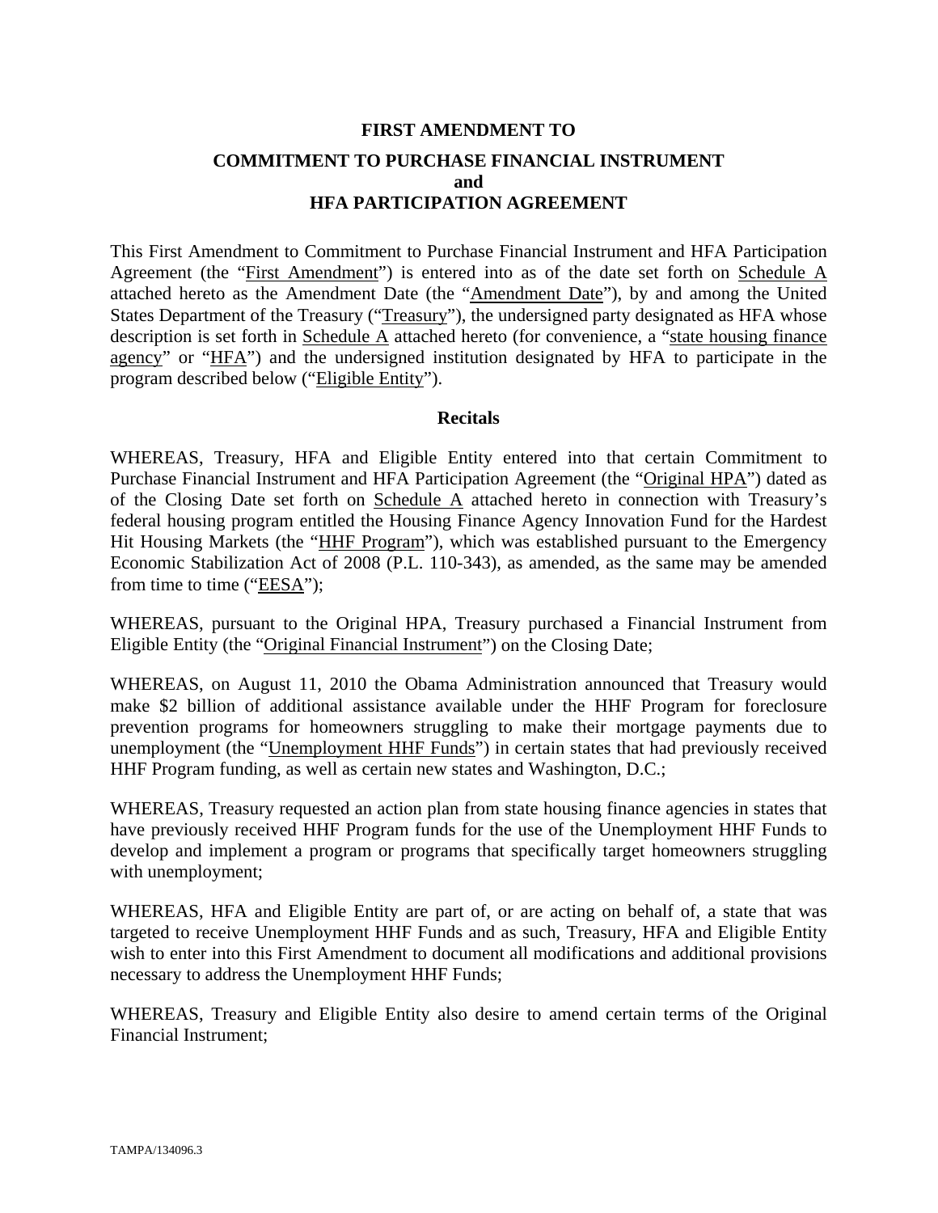**FIRST AMENDMENT TO**

**COMMITMENT TO PURCHASE FINANCIAL INSTRUMENT**
**and**
**HFA PARTICIPATION AGREEMENT**

This First Amendment to Commitment to Purchase Financial Instrument and HFA Participation Agreement (the "First Amendment") is entered into as of the date set forth on Schedule A attached hereto as the Amendment Date (the "Amendment Date"), by and among the United States Department of the Treasury ("Treasury"), the undersigned party designated as HFA whose description is set forth in Schedule A attached hereto (for convenience, a "state housing finance agency" or "HFA") and the undersigned institution designated by HFA to participate in the program described below ("Eligible Entity").

**Recitals**

WHEREAS, Treasury, HFA and Eligible Entity entered into that certain Commitment to Purchase Financial Instrument and HFA Participation Agreement (the "Original HPA") dated as of the Closing Date set forth on Schedule A attached hereto in connection with Treasury's federal housing program entitled the Housing Finance Agency Innovation Fund for the Hardest Hit Housing Markets (the "HHF Program"), which was established pursuant to the Emergency Economic Stabilization Act of 2008 (P.L. 110-343), as amended, as the same may be amended from time to time ("EESA");

WHEREAS, pursuant to the Original HPA, Treasury purchased a Financial Instrument from Eligible Entity (the "Original Financial Instrument") on the Closing Date;

WHEREAS, on August 11, 2010 the Obama Administration announced that Treasury would make $2 billion of additional assistance available under the HHF Program for foreclosure prevention programs for homeowners struggling to make their mortgage payments due to unemployment (the "Unemployment HHF Funds") in certain states that had previously received HHF Program funding, as well as certain new states and Washington, D.C.;

WHEREAS, Treasury requested an action plan from state housing finance agencies in states that have previously received HHF Program funds for the use of the Unemployment HHF Funds to develop and implement a program or programs that specifically target homeowners struggling with unemployment;

WHEREAS, HFA and Eligible Entity are part of, or are acting on behalf of, a state that was targeted to receive Unemployment HHF Funds and as such, Treasury, HFA and Eligible Entity wish to enter into this First Amendment to document all modifications and additional provisions necessary to address the Unemployment HHF Funds;

WHEREAS, Treasury and Eligible Entity also desire to amend certain terms of the Original Financial Instrument;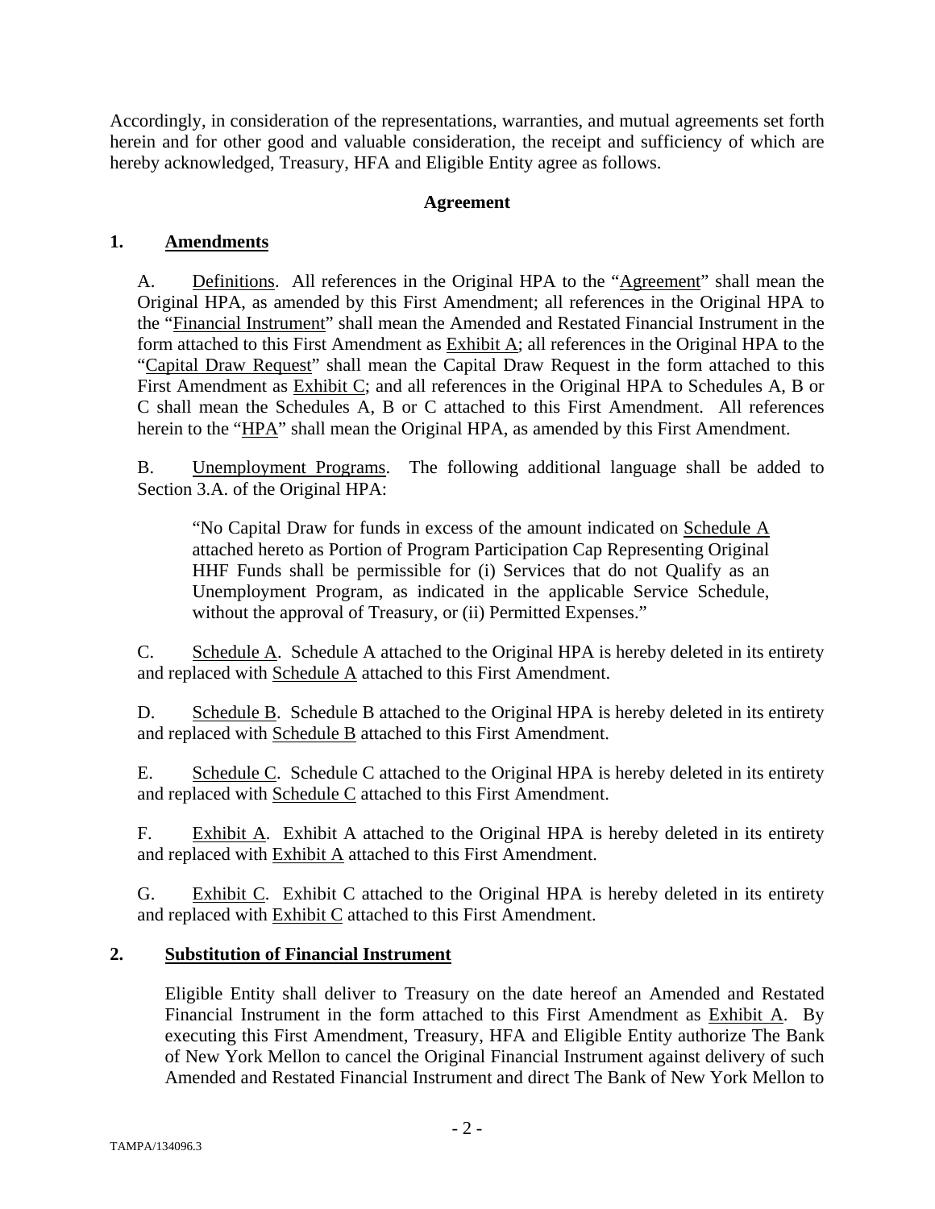Accordingly, in consideration of the representations, warranties, and mutual agreements set forth herein and for other good and valuable consideration, the receipt and sufficiency of which are hereby acknowledged, Treasury, HFA and Eligible Entity agree as follows.

**Agreement**

## 1. Amendments

A. Definitions. All references in the Original HPA to the "Agreement" shall mean the Original HPA, as amended by this First Amendment; all references in the Original HPA to the "Financial Instrument" shall mean the Amended and Restated Financial Instrument in the form attached to this First Amendment as Exhibit A; all references in the Original HPA to the "Capital Draw Request" shall mean the Capital Draw Request in the form attached to this First Amendment as Exhibit C; and all references in the Original HPA to Schedules A, B or C shall mean the Schedules A, B or C attached to this First Amendment. All references herein to the "HPA" shall mean the Original HPA, as amended by this First Amendment.

B. Unemployment Programs. The following additional language shall be added to Section 3.A. of the Original HPA:

> "No Capital Draw for funds in excess of the amount indicated on Schedule A attached hereto as Portion of Program Participation Cap Representing Original HHF Funds shall be permissible for (i) Services that do not Qualify as an Unemployment Program, as indicated in the applicable Service Schedule, without the approval of Treasury, or (ii) Permitted Expenses."

C. Schedule A. Schedule A attached to the Original HPA is hereby deleted in its entirety and replaced with Schedule A attached to this First Amendment.

D. Schedule B. Schedule B attached to the Original HPA is hereby deleted in its entirety and replaced with Schedule B attached to this First Amendment.

E. Schedule C. Schedule C attached to the Original HPA is hereby deleted in its entirety and replaced with Schedule C attached to this First Amendment.

F. Exhibit A. Exhibit A attached to the Original HPA is hereby deleted in its entirety and replaced with Exhibit A attached to this First Amendment.

G. Exhibit C. Exhibit C attached to the Original HPA is hereby deleted in its entirety and replaced with Exhibit C attached to this First Amendment.

## 2. Substitution of Financial Instrument

Eligible Entity shall deliver to Treasury on the date hereof an Amended and Restated Financial Instrument in the form attached to this First Amendment as Exhibit A. By executing this First Amendment, Treasury, HFA and Eligible Entity authorize The Bank of New York Mellon to cancel the Original Financial Instrument against delivery of such Amended and Restated Financial Instrument and direct The Bank of New York Mellon to

TAMPA/134096.3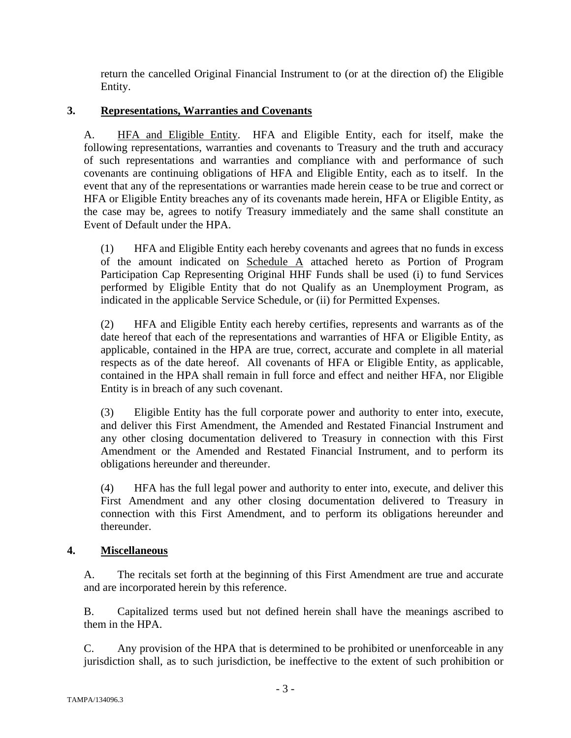return the cancelled Original Financial Instrument to (or at the direction of) the Eligible Entity.

## 3. Representations, Warranties and Covenants

A. HFA and Eligible Entity. HFA and Eligible Entity, each for itself, make the following representations, warranties and covenants to Treasury and the truth and accuracy of such representations and warranties and compliance with and performance of such covenants are continuing obligations of HFA and Eligible Entity, each as to itself. In the event that any of the representations or warranties made herein cease to be true and correct or HFA or Eligible Entity breaches any of its covenants made herein, HFA or Eligible Entity, as the case may be, agrees to notify Treasury immediately and the same shall constitute an Event of Default under the HPA.

(1) HFA and Eligible Entity each hereby covenants and agrees that no funds in excess of the amount indicated on Schedule A attached hereto as Portion of Program Participation Cap Representing Original HHF Funds shall be used (i) to fund Services performed by Eligible Entity that do not Qualify as an Unemployment Program, as indicated in the applicable Service Schedule, or (ii) for Permitted Expenses.

(2) HFA and Eligible Entity each hereby certifies, represents and warrants as of the date hereof that each of the representations and warranties of HFA or Eligible Entity, as applicable, contained in the HPA are true, correct, accurate and complete in all material respects as of the date hereof. All covenants of HFA or Eligible Entity, as applicable, contained in the HPA shall remain in full force and effect and neither HFA, nor Eligible Entity is in breach of any such covenant.

(3) Eligible Entity has the full corporate power and authority to enter into, execute, and deliver this First Amendment, the Amended and Restated Financial Instrument and any other closing documentation delivered to Treasury in connection with this First Amendment or the Amended and Restated Financial Instrument, and to perform its obligations hereunder and thereunder.

(4) HFA has the full legal power and authority to enter into, execute, and deliver this First Amendment and any other closing documentation delivered to Treasury in connection with this First Amendment, and to perform its obligations hereunder and thereunder.

## 4. Miscellaneous

A. The recitals set forth at the beginning of this First Amendment are true and accurate and are incorporated herein by this reference.

B. Capitalized terms used but not defined herein shall have the meanings ascribed to them in the HPA.

C. Any provision of the HPA that is determined to be prohibited or unenforceable in any jurisdiction shall, as to such jurisdiction, be ineffective to the extent of such prohibition or

TAMPA/134096.3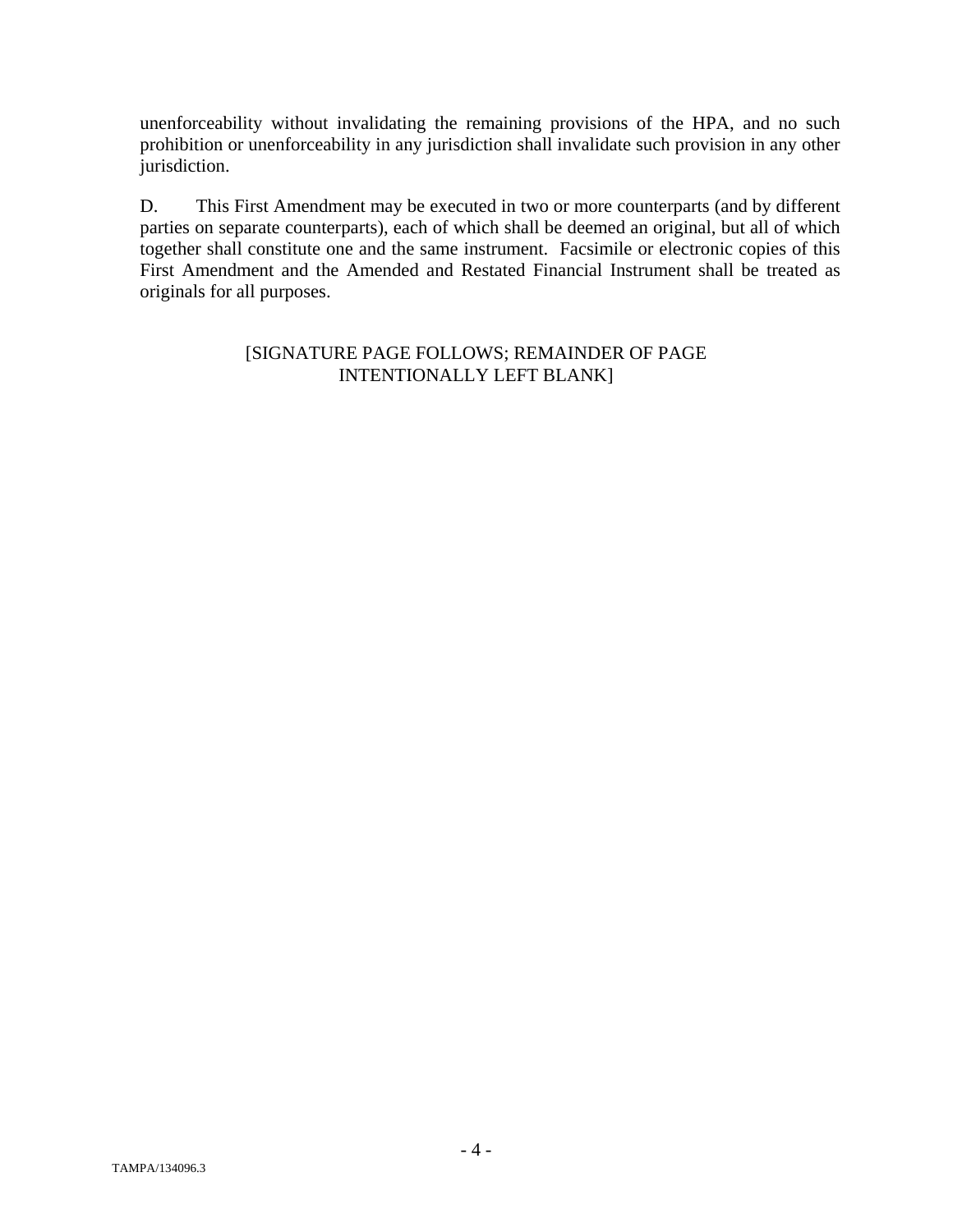unenforceability without invalidating the remaining provisions of the HPA, and no such prohibition or unenforceability in any jurisdiction shall invalidate such provision in any other jurisdiction.

D. This First Amendment may be executed in two or more counterparts (and by different parties on separate counterparts), each of which shall be deemed an original, but all of which together shall constitute one and the same instrument. Facsimile or electronic copies of this First Amendment and the Amended and Restated Financial Instrument shall be treated as originals for all purposes.

[SIGNATURE PAGE FOLLOWS; REMAINDER OF PAGE INTENTIONALLY LEFT BLANK]

TAMPA/134096.3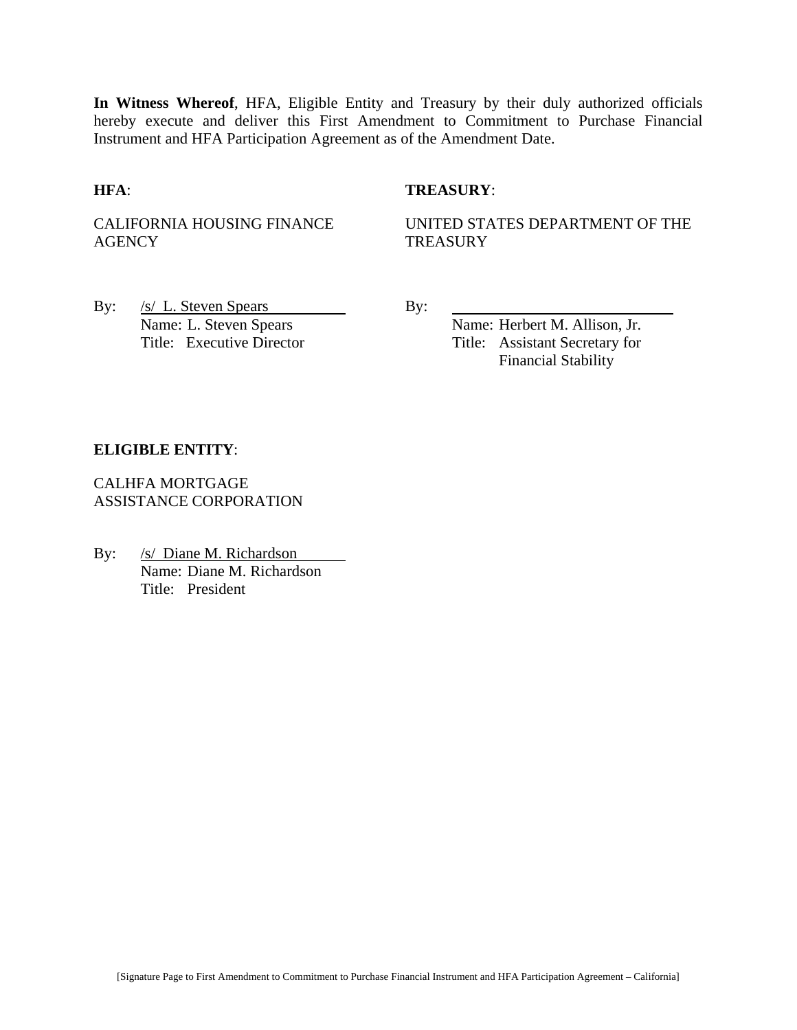**In Witness Whereof**, HFA, Eligible Entity and Treasury by their duly authorized officials hereby execute and deliver this First Amendment to Commitment to Purchase Financial Instrument and HFA Participation Agreement as of the Amendment Date.

**HFA**:

CALIFORNIA HOUSING FINANCE AGENCY

By: /s/ L. Steven Spears
Name: L. Steven Spears
Title: Executive Director

**TREASURY**:

UNITED STATES DEPARTMENT OF THE TREASURY

By: \_\_\_\_\_\_\_\_\_\_\_\_\_\_\_\_\_\_\_\_\_\_\_\_\_\_\_\_
Name: Herbert M. Allison, Jr.
Title: Assistant Secretary for Financial Stability

**ELIGIBLE ENTITY**:

CALHFA MORTGAGE ASSISTANCE CORPORATION

By: /s/ Diane M. Richardson
Name: Diane M. Richardson
Title: President

[Signature Page to First Amendment to Commitment to Purchase Financial Instrument and HFA Participation Agreement – California]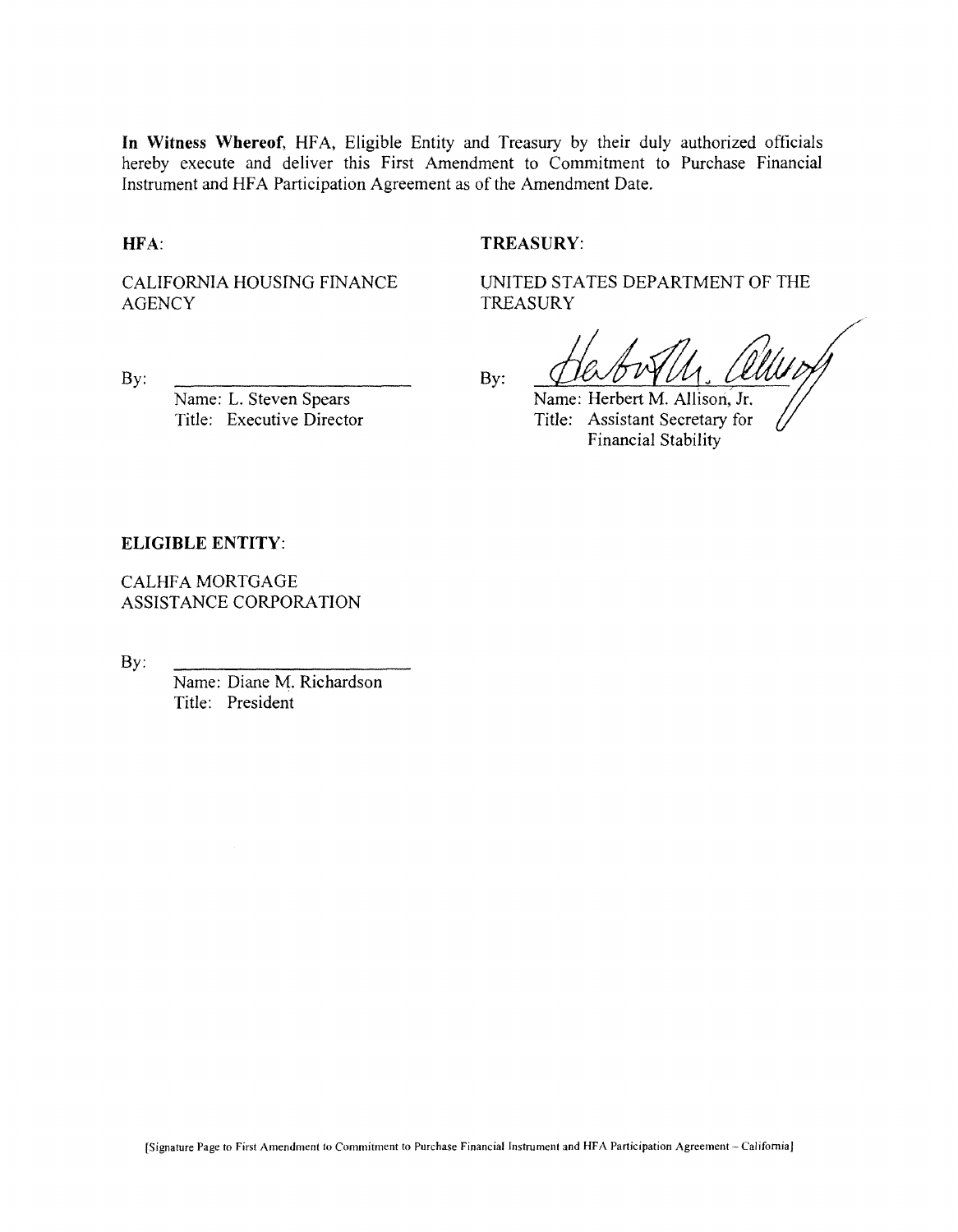**In Witness Whereof**, HFA, Eligible Entity and Treasury by their duly authorized officials hereby execute and deliver this First Amendment to Commitment to Purchase Financial Instrument and HFA Participation Agreement as of the Amendment Date.

**HFA**:

CALIFORNIA HOUSING FINANCE AGENCY

By: \_\_\_\_\_\_\_\_\_\_\_\_\_\_\_\_\_\_\_\_\_\_\_\_

Name: L. Steven Spears
Title: Executive Director

**TREASURY**:

UNITED STATES DEPARTMENT OF THE TREASURY

By: \_\_\_\_\_\_\_\_\_\_\_\_\_\_\_\_\_\_\_\_\_\_\_\_

Name: Herbert M. Allison, Jr.
Title: Assistant Secretary for Financial Stability

**ELIGIBLE ENTITY**:

CALHFA MORTGAGE ASSISTANCE CORPORATION

By: \_\_\_\_\_\_\_\_\_\_\_\_\_\_\_\_\_\_\_\_\_\_\_\_

Name: Diane M. Richardson
Title: President

[Signature Page to First Amendment to Commitment to Purchase Financial Instrument and HFA Participation Agreement – California]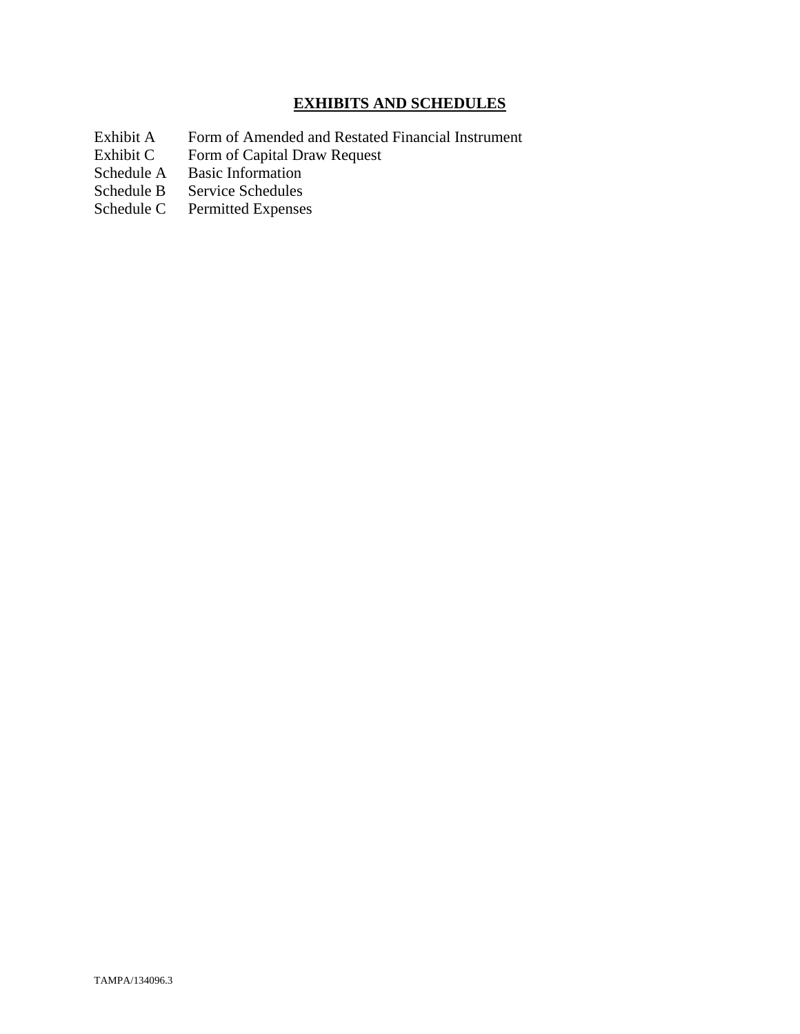# EXHIBITS AND SCHEDULES

| | |
|---|---|
| Exhibit A | Form of Amended and Restated Financial Instrument |
| Exhibit C | Form of Capital Draw Request |
| Schedule A | Basic Information |
| Schedule B | Service Schedules |
| Schedule C | Permitted Expenses |

TAMPA/134096.3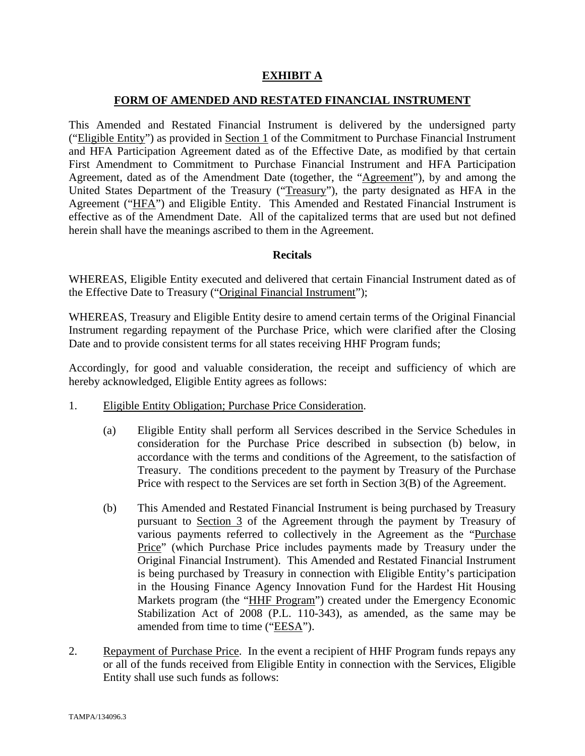# EXHIBIT A

## FORM OF AMENDED AND RESTATED FINANCIAL INSTRUMENT

This Amended and Restated Financial Instrument is delivered by the undersigned party ("Eligible Entity") as provided in Section 1 of the Commitment to Purchase Financial Instrument and HFA Participation Agreement dated as of the Effective Date, as modified by that certain First Amendment to Commitment to Purchase Financial Instrument and HFA Participation Agreement, dated as of the Amendment Date (together, the "Agreement"), by and among the United States Department of the Treasury ("Treasury"), the party designated as HFA in the Agreement ("HFA") and Eligible Entity. This Amended and Restated Financial Instrument is effective as of the Amendment Date. All of the capitalized terms that are used but not defined herein shall have the meanings ascribed to them in the Agreement.

### Recitals

WHEREAS, Eligible Entity executed and delivered that certain Financial Instrument dated as of the Effective Date to Treasury ("Original Financial Instrument");

WHEREAS, Treasury and Eligible Entity desire to amend certain terms of the Original Financial Instrument regarding repayment of the Purchase Price, which were clarified after the Closing Date and to provide consistent terms for all states receiving HHF Program funds;

Accordingly, for good and valuable consideration, the receipt and sufficiency of which are hereby acknowledged, Eligible Entity agrees as follows:

1. Eligible Entity Obligation; Purchase Price Consideration.

   (a) Eligible Entity shall perform all Services described in the Service Schedules in consideration for the Purchase Price described in subsection (b) below, in accordance with the terms and conditions of the Agreement, to the satisfaction of Treasury. The conditions precedent to the payment by Treasury of the Purchase Price with respect to the Services are set forth in Section 3(B) of the Agreement.

   (b) This Amended and Restated Financial Instrument is being purchased by Treasury pursuant to Section 3 of the Agreement through the payment by Treasury of various payments referred to collectively in the Agreement as the "Purchase Price" (which Purchase Price includes payments made by Treasury under the Original Financial Instrument). This Amended and Restated Financial Instrument is being purchased by Treasury in connection with Eligible Entity's participation in the Housing Finance Agency Innovation Fund for the Hardest Hit Housing Markets program (the "HHF Program") created under the Emergency Economic Stabilization Act of 2008 (P.L. 110-343), as amended, as the same may be amended from time to time ("EESA").

2. Repayment of Purchase Price. In the event a recipient of HHF Program funds repays any or all of the funds received from Eligible Entity in connection with the Services, Eligible Entity shall use such funds as follows: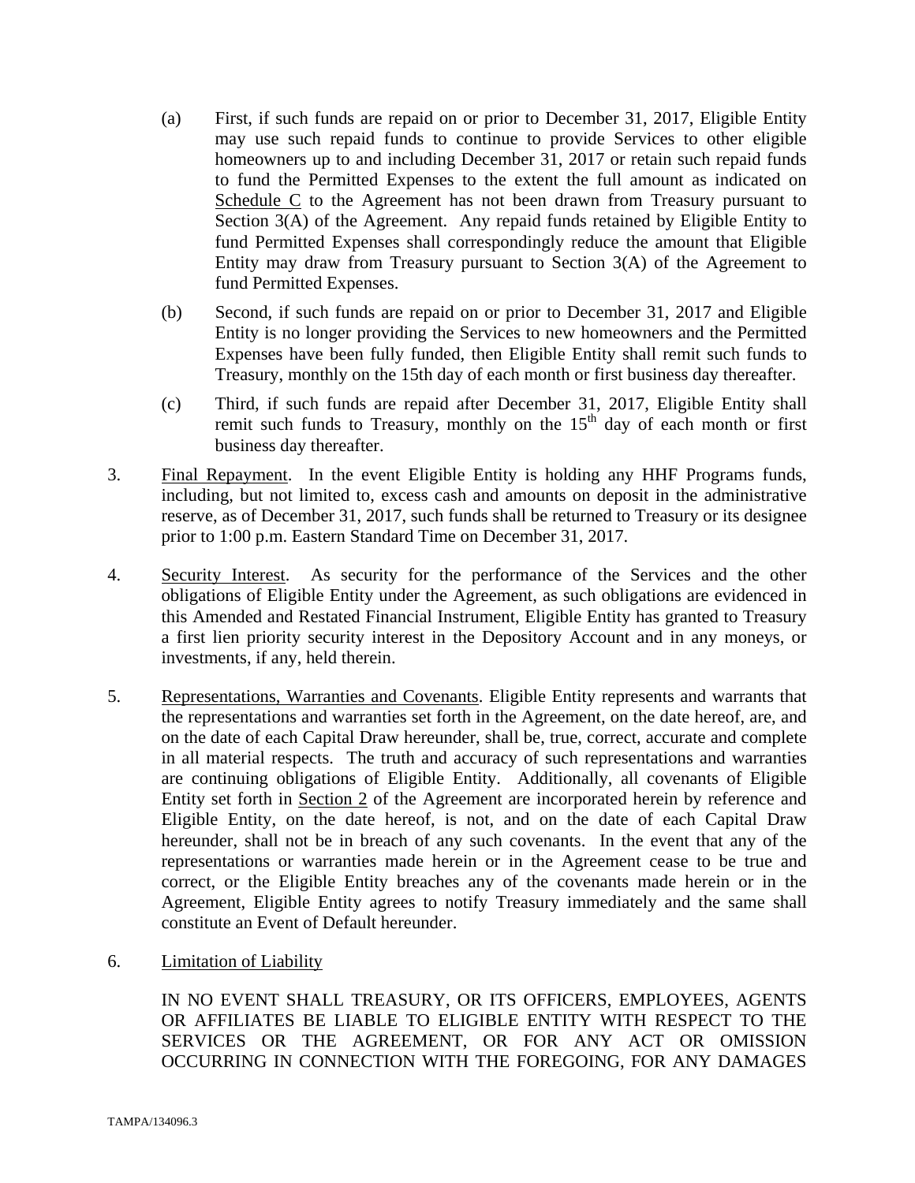(a) First, if such funds are repaid on or prior to December 31, 2017, Eligible Entity may use such repaid funds to continue to provide Services to other eligible homeowners up to and including December 31, 2017 or retain such repaid funds to fund the Permitted Expenses to the extent the full amount as indicated on Schedule C to the Agreement has not been drawn from Treasury pursuant to Section 3(A) of the Agreement. Any repaid funds retained by Eligible Entity to fund Permitted Expenses shall correspondingly reduce the amount that Eligible Entity may draw from Treasury pursuant to Section 3(A) of the Agreement to fund Permitted Expenses.

(b) Second, if such funds are repaid on or prior to December 31, 2017 and Eligible Entity is no longer providing the Services to new homeowners and the Permitted Expenses have been fully funded, then Eligible Entity shall remit such funds to Treasury, monthly on the 15th day of each month or first business day thereafter.

(c) Third, if such funds are repaid after December 31, 2017, Eligible Entity shall remit such funds to Treasury, monthly on the 15th day of each month or first business day thereafter.

3. Final Repayment. In the event Eligible Entity is holding any HHF Programs funds, including, but not limited to, excess cash and amounts on deposit in the administrative reserve, as of December 31, 2017, such funds shall be returned to Treasury or its designee prior to 1:00 p.m. Eastern Standard Time on December 31, 2017.

4. Security Interest. As security for the performance of the Services and the other obligations of Eligible Entity under the Agreement, as such obligations are evidenced in this Amended and Restated Financial Instrument, Eligible Entity has granted to Treasury a first lien priority security interest in the Depository Account and in any moneys, or investments, if any, held therein.

5. Representations, Warranties and Covenants. Eligible Entity represents and warrants that the representations and warranties set forth in the Agreement, on the date hereof, are, and on the date of each Capital Draw hereunder, shall be, true, correct, accurate and complete in all material respects. The truth and accuracy of such representations and warranties are continuing obligations of Eligible Entity. Additionally, all covenants of Eligible Entity set forth in Section 2 of the Agreement are incorporated herein by reference and Eligible Entity, on the date hereof, is not, and on the date of each Capital Draw hereunder, shall not be in breach of any such covenants. In the event that any of the representations or warranties made herein or in the Agreement cease to be true and correct, or the Eligible Entity breaches any of the covenants made herein or in the Agreement, Eligible Entity agrees to notify Treasury immediately and the same shall constitute an Event of Default hereunder.

6. Limitation of Liability

IN NO EVENT SHALL TREASURY, OR ITS OFFICERS, EMPLOYEES, AGENTS OR AFFILIATES BE LIABLE TO ELIGIBLE ENTITY WITH RESPECT TO THE SERVICES OR THE AGREEMENT, OR FOR ANY ACT OR OMISSION OCCURRING IN CONNECTION WITH THE FOREGOING, FOR ANY DAMAGES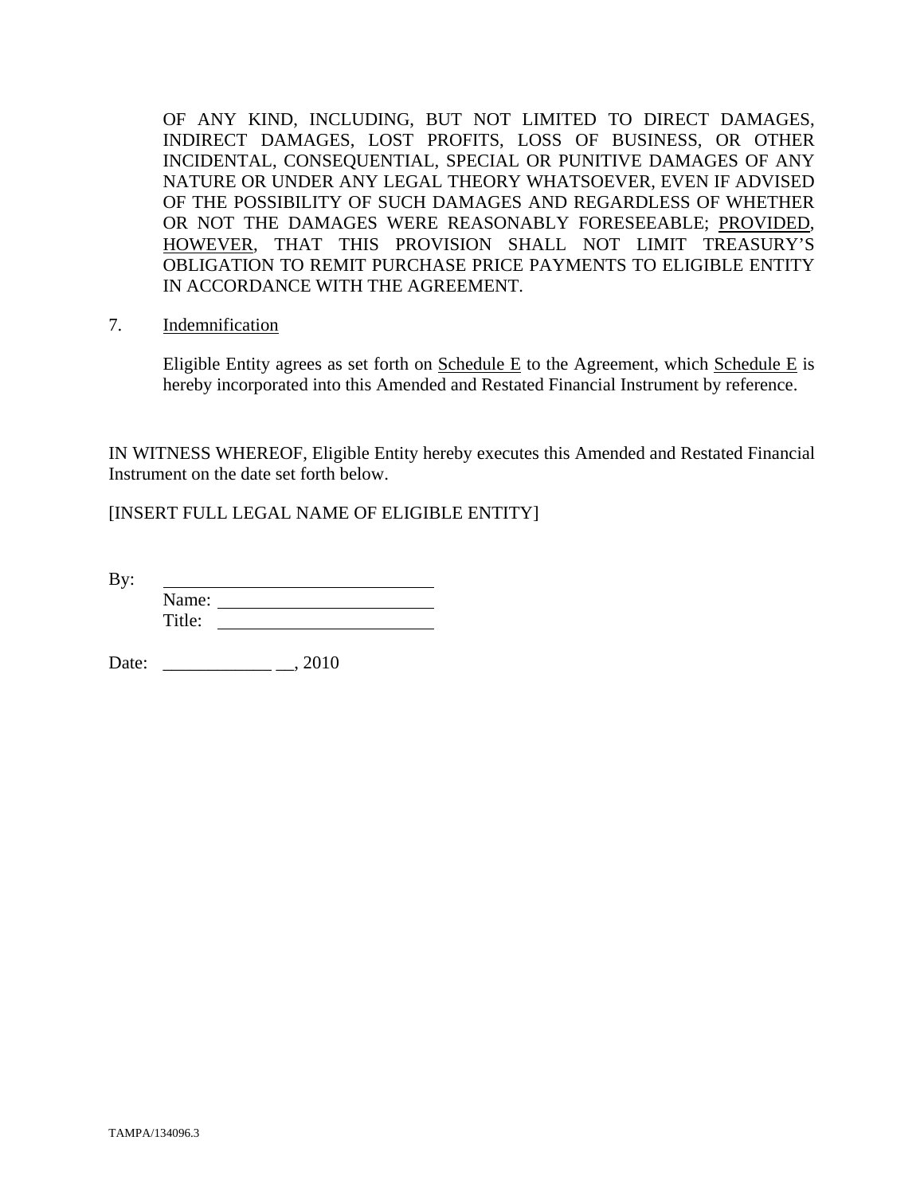OF ANY KIND, INCLUDING, BUT NOT LIMITED TO DIRECT DAMAGES, INDIRECT DAMAGES, LOST PROFITS, LOSS OF BUSINESS, OR OTHER INCIDENTAL, CONSEQUENTIAL, SPECIAL OR PUNITIVE DAMAGES OF ANY NATURE OR UNDER ANY LEGAL THEORY WHATSOEVER, EVEN IF ADVISED OF THE POSSIBILITY OF SUCH DAMAGES AND REGARDLESS OF WHETHER OR NOT THE DAMAGES WERE REASONABLY FORESEEABLE; PROVIDED, HOWEVER, THAT THIS PROVISION SHALL NOT LIMIT TREASURY'S OBLIGATION TO REMIT PURCHASE PRICE PAYMENTS TO ELIGIBLE ENTITY IN ACCORDANCE WITH THE AGREEMENT.

7. Indemnification

Eligible Entity agrees as set forth on Schedule E to the Agreement, which Schedule E is hereby incorporated into this Amended and Restated Financial Instrument by reference.

IN WITNESS WHEREOF, Eligible Entity hereby executes this Amended and Restated Financial Instrument on the date set forth below.

[INSERT FULL LEGAL NAME OF ELIGIBLE ENTITY]

By: ______________________________
Name: ______________________________
Title: ______________________________

Date: ____________ __, 2010

TAMPA/134096.3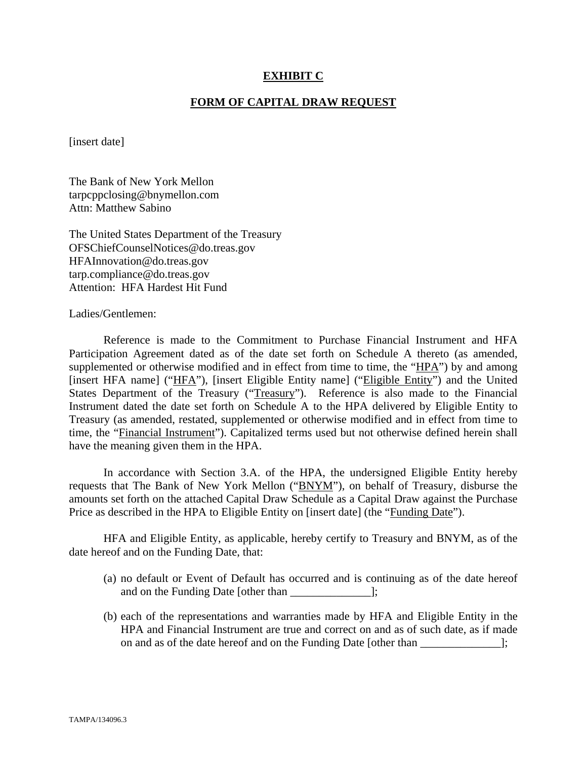# EXHIBIT C

## FORM OF CAPITAL DRAW REQUEST

[insert date]

The Bank of New York Mellon
tarpcppclosing@bnymellon.com
Attn: Matthew Sabino

The United States Department of the Treasury
OFSChiefCounselNotices@do.treas.gov
HFAInnovation@do.treas.gov
tarp.compliance@do.treas.gov
Attention: HFA Hardest Hit Fund

Ladies/Gentlemen:

Reference is made to the Commitment to Purchase Financial Instrument and HFA Participation Agreement dated as of the date set forth on Schedule A thereto (as amended, supplemented or otherwise modified and in effect from time to time, the "HPA") by and among [insert HFA name] ("HFA"), [insert Eligible Entity name] ("Eligible Entity") and the United States Department of the Treasury ("Treasury"). Reference is also made to the Financial Instrument dated the date set forth on Schedule A to the HPA delivered by Eligible Entity to Treasury (as amended, restated, supplemented or otherwise modified and in effect from time to time, the "Financial Instrument"). Capitalized terms used but not otherwise defined herein shall have the meaning given them in the HPA.

In accordance with Section 3.A. of the HPA, the undersigned Eligible Entity hereby requests that The Bank of New York Mellon ("BNYM"), on behalf of Treasury, disburse the amounts set forth on the attached Capital Draw Schedule as a Capital Draw against the Purchase Price as described in the HPA to Eligible Entity on [insert date] (the "Funding Date").

HFA and Eligible Entity, as applicable, hereby certify to Treasury and BNYM, as of the date hereof and on the Funding Date, that:

(a) no default or Event of Default has occurred and is continuing as of the date hereof and on the Funding Date [other than ______________];

(b) each of the representations and warranties made by HFA and Eligible Entity in the HPA and Financial Instrument are true and correct on and as of such date, as if made on and as of the date hereof and on the Funding Date [other than ______________];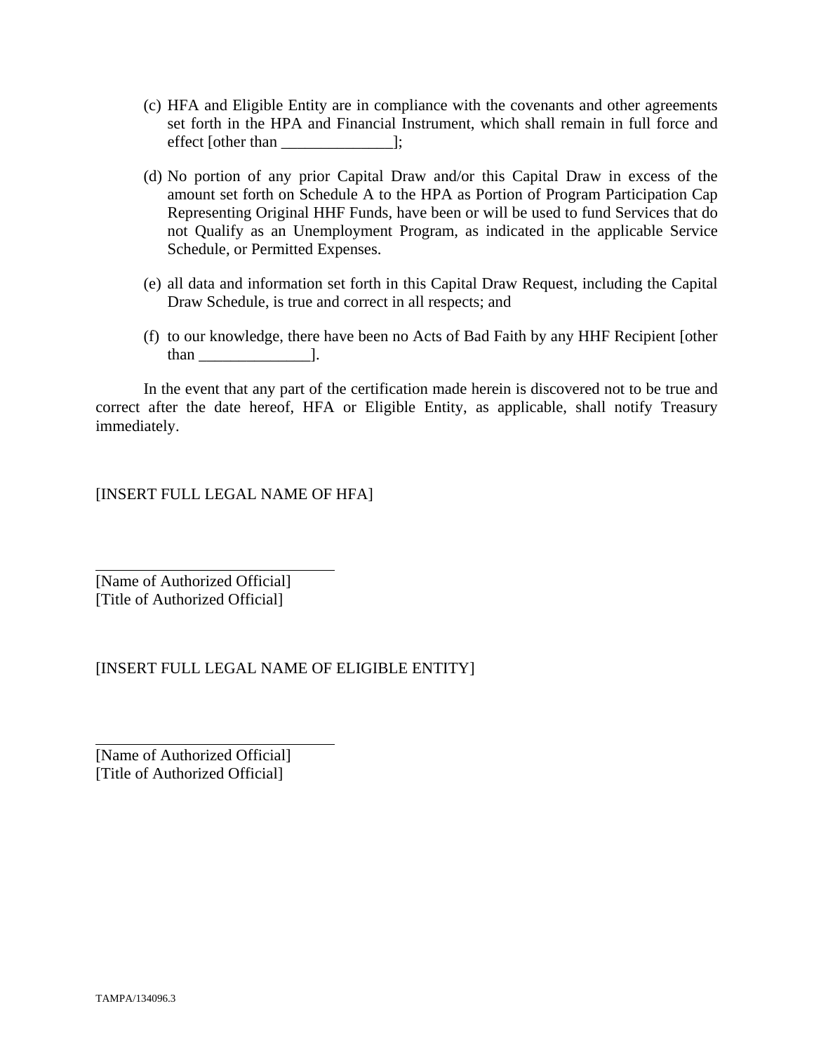(c) HFA and Eligible Entity are in compliance with the covenants and other agreements set forth in the HPA and Financial Instrument, which shall remain in full force and effect [other than ______________];

(d) No portion of any prior Capital Draw and/or this Capital Draw in excess of the amount set forth on Schedule A to the HPA as Portion of Program Participation Cap Representing Original HHF Funds, have been or will be used to fund Services that do not Qualify as an Unemployment Program, as indicated in the applicable Service Schedule, or Permitted Expenses.

(e) all data and information set forth in this Capital Draw Request, including the Capital Draw Schedule, is true and correct in all respects; and

(f) to our knowledge, there have been no Acts of Bad Faith by any HHF Recipient [other than ______________].

In the event that any part of the certification made herein is discovered not to be true and correct after the date hereof, HFA or Eligible Entity, as applicable, shall notify Treasury immediately.

[INSERT FULL LEGAL NAME OF HFA]

______________________________
[Name of Authorized Official]
[Title of Authorized Official]

[INSERT FULL LEGAL NAME OF ELIGIBLE ENTITY]

______________________________
[Name of Authorized Official]
[Title of Authorized Official]

TAMPA/134096.3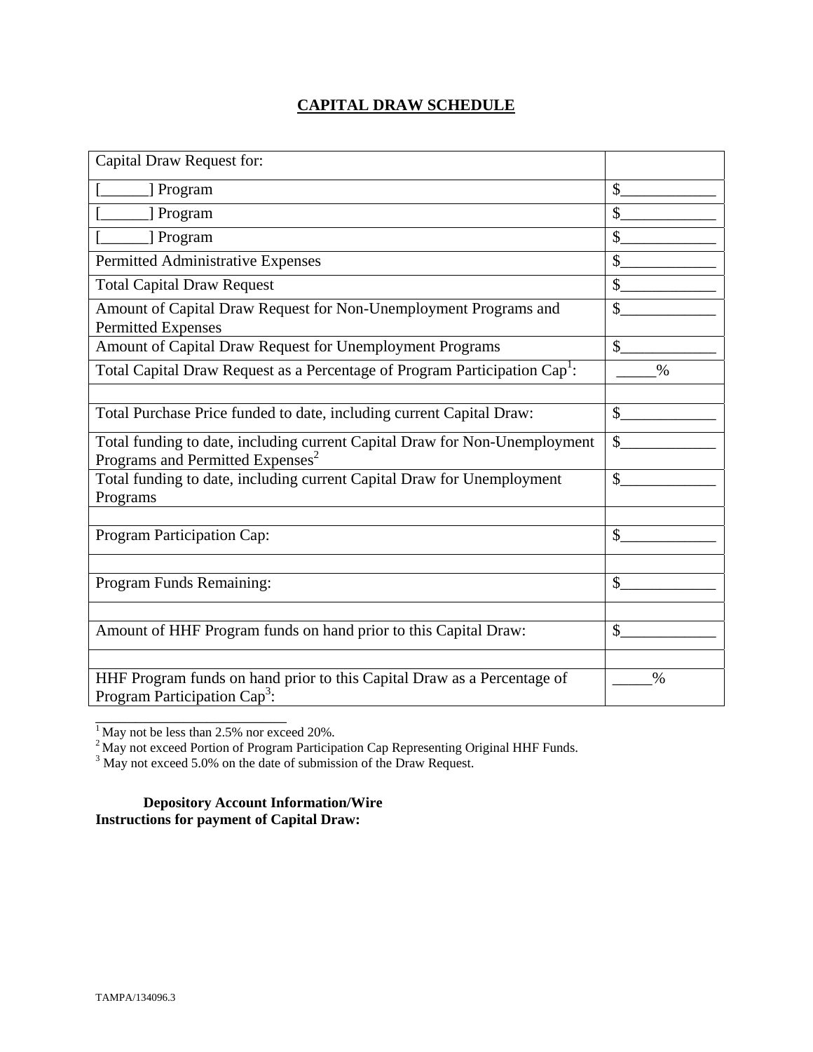# CAPITAL DRAW SCHEDULE

| Capital Draw Request for: | |
|---|---|
| [______] Program | $____________ |
| [______] Program | $____________ |
| [______] Program | $____________ |
| Permitted Administrative Expenses | $____________ |
| Total Capital Draw Request | $____________ |
| Amount of Capital Draw Request for Non-Unemployment Programs and Permitted Expenses | $____________ |
| Amount of Capital Draw Request for Unemployment Programs | $____________ |
| Total Capital Draw Request as a Percentage of Program Participation Cap[1]: | _____% |
| | |
| Total Purchase Price funded to date, including current Capital Draw: | $____________ |
| Total funding to date, including current Capital Draw for Non-Unemployment Programs and Permitted Expenses[2] | $____________ |
| Total funding to date, including current Capital Draw for Unemployment Programs | $____________ |
| | |
| Program Participation Cap: | $____________ |
| | |
| Program Funds Remaining: | $____________ |
| | |
| Amount of HHF Program funds on hand prior to this Capital Draw: | $____________ |
| | |
| HHF Program funds on hand prior to this Capital Draw as a Percentage of Program Participation Cap[3]: | _____% |

[1] May not be less than 2.5% nor exceed 20%.

[2] May not exceed Portion of Program Participation Cap Representing Original HHF Funds.

[3] May not exceed 5.0% on the date of submission of the Draw Request.

**Depository Account Information/Wire Instructions for payment of Capital Draw:**

TAMPA/134096.3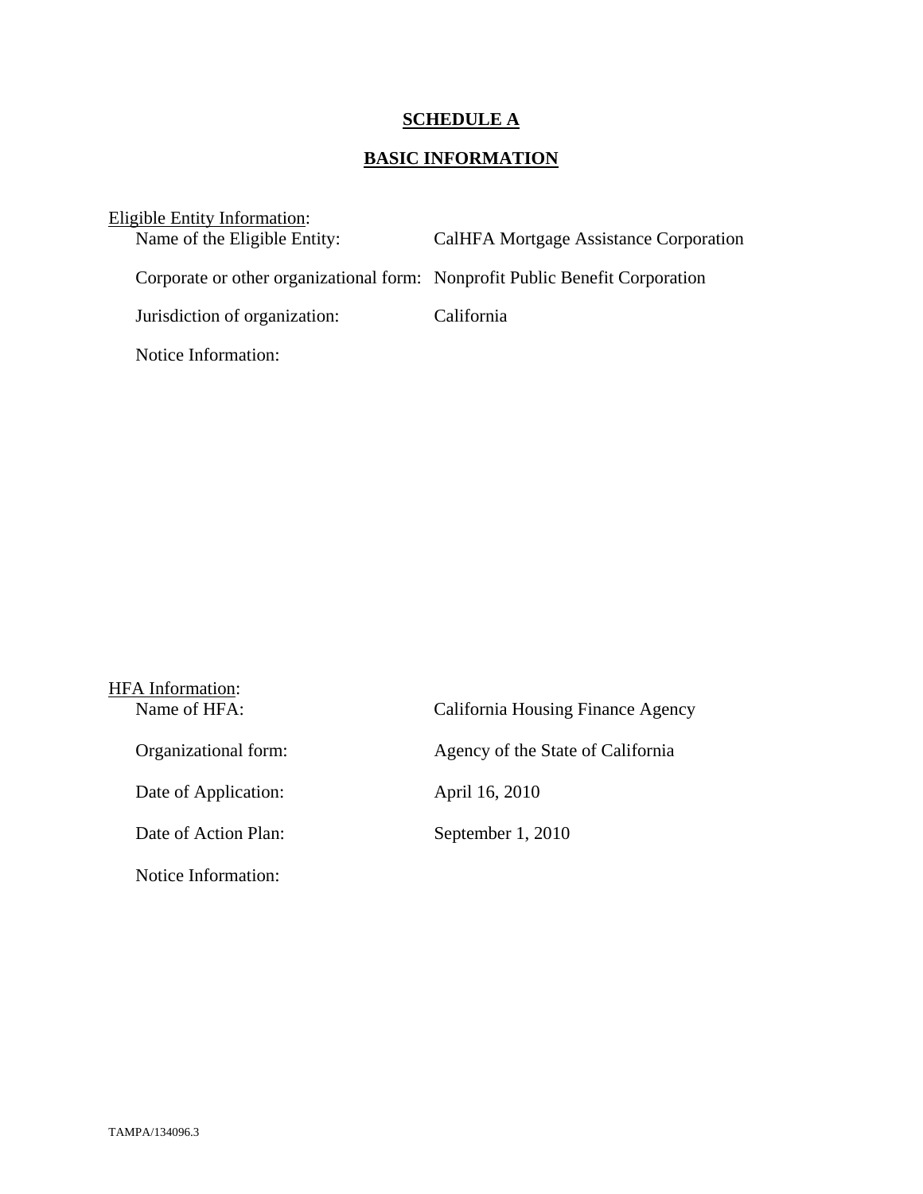**SCHEDULE A**

**BASIC INFORMATION**

Eligible Entity Information:

Name of the Eligible Entity: CalHFA Mortgage Assistance Corporation

Corporate or other organizational form: Nonprofit Public Benefit Corporation

Jurisdiction of organization: California

Notice Information:

HFA Information:

Name of HFA: California Housing Finance Agency

Organizational form: Agency of the State of California

Date of Application: April 16, 2010

Date of Action Plan: September 1, 2010

Notice Information:

TAMPA/134096.3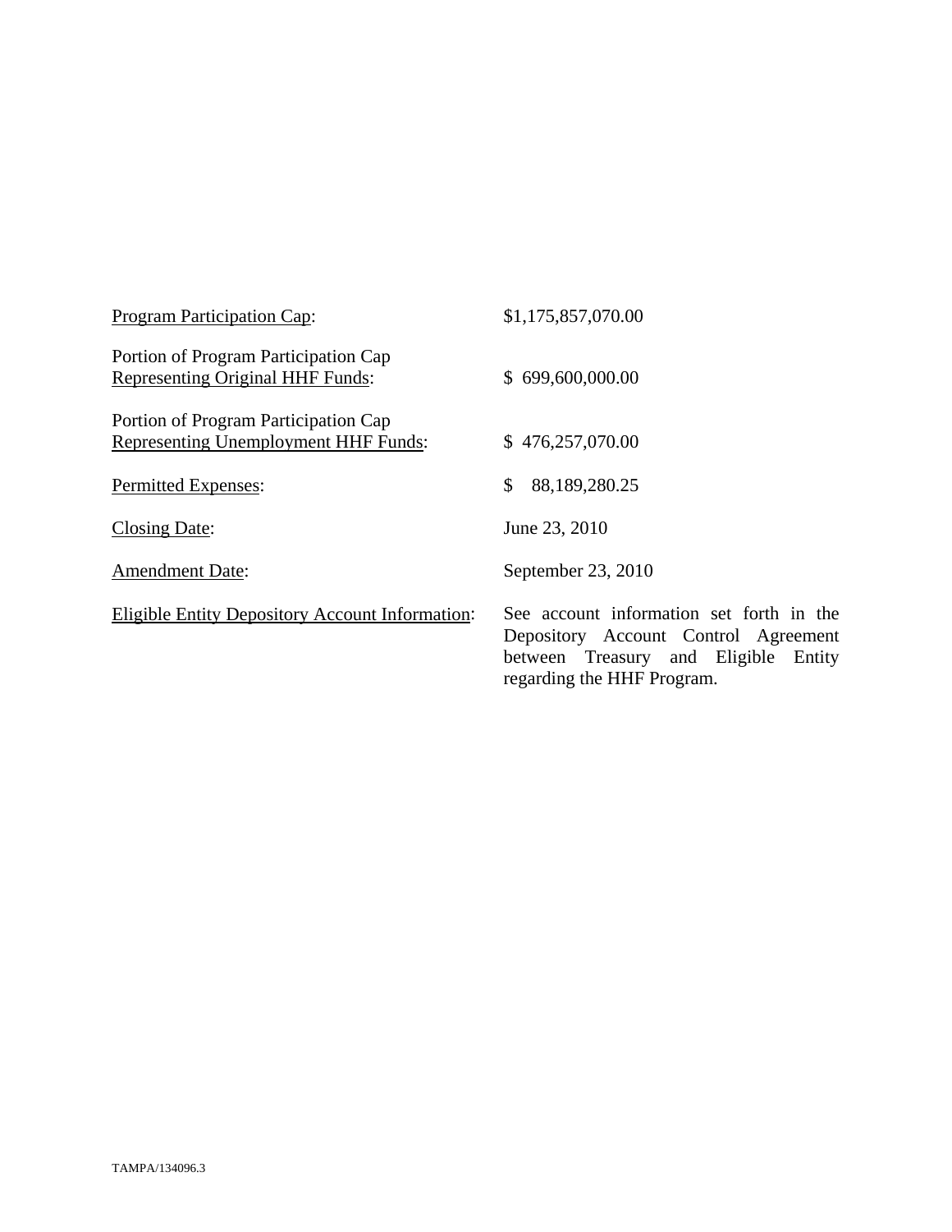| | |
|---|---|
| Program Participation Cap: | \$1,175,857,070.00 |
| Portion of Program Participation Cap Representing Original HHF Funds: | \$ 699,600,000.00 |
| Portion of Program Participation Cap Representing Unemployment HHF Funds: | \$ 476,257,070.00 |
| Permitted Expenses: | \$ 88,189,280.25 |
| Closing Date: | June 23, 2010 |
| Amendment Date: | September 23, 2010 |
| Eligible Entity Depository Account Information: | See account information set forth in the Depository Account Control Agreement between Treasury and Eligible Entity regarding the HHF Program. |

TAMPA/134096.3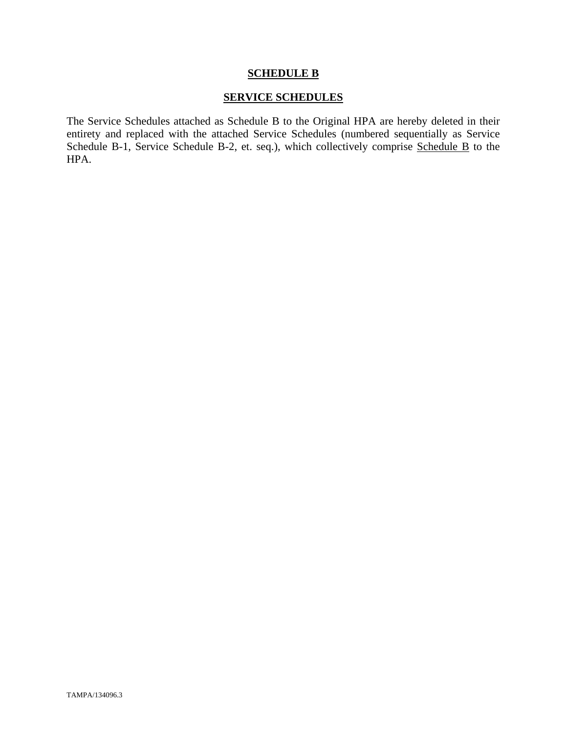# **SCHEDULE B**

## **SERVICE SCHEDULES**

The Service Schedules attached as Schedule B to the Original HPA are hereby deleted in their entirety and replaced with the attached Service Schedules (numbered sequentially as Service Schedule B-1, Service Schedule B-2, et. seq.), which collectively comprise Schedule B to the HPA.

TAMPA/134096.3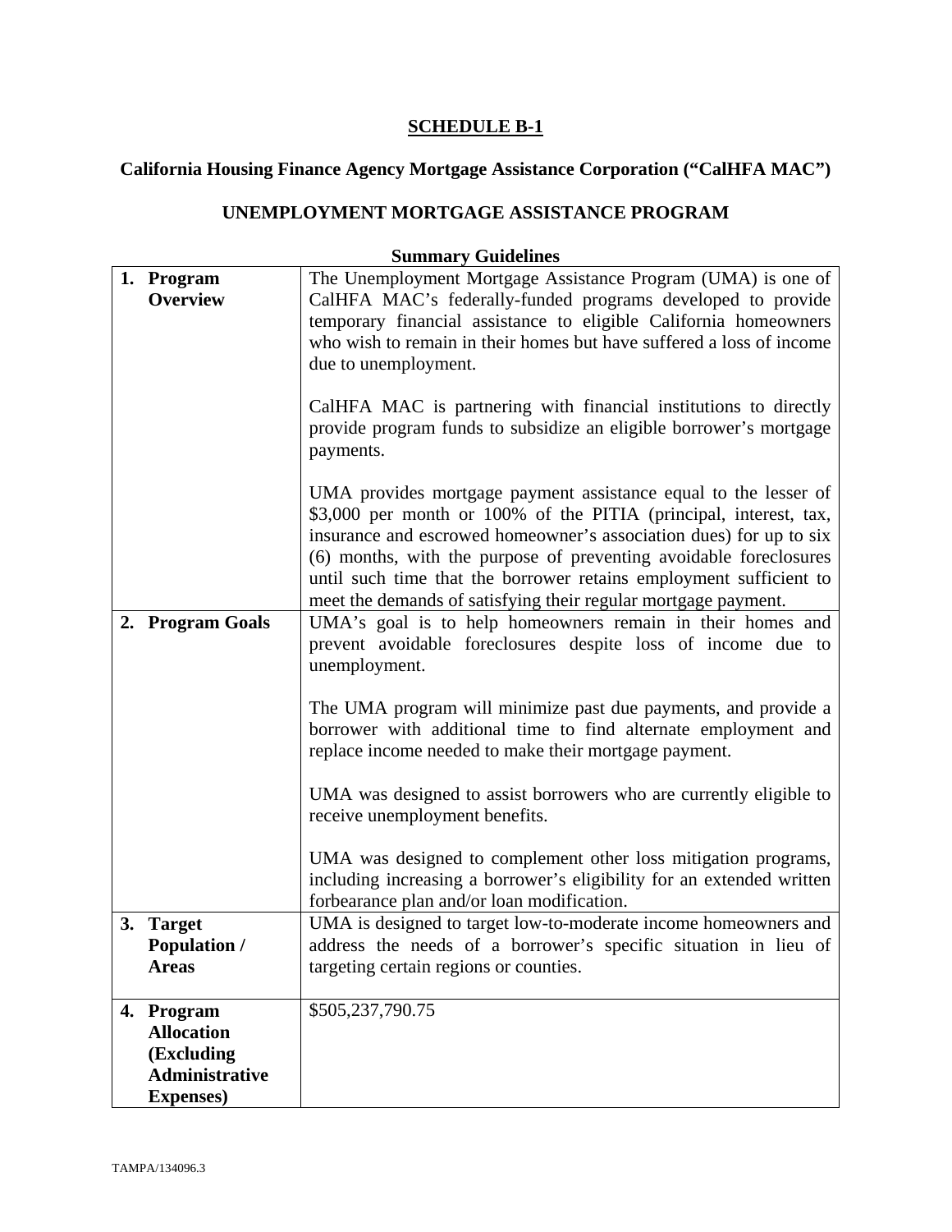## SCHEDULE B-1

### California Housing Finance Agency Mortgage Assistance Corporation ("CalHFA MAC")

### UNEMPLOYMENT MORTGAGE ASSISTANCE PROGRAM

**Summary Guidelines**

| | |
|---|---|
| **1. Program Overview** | The Unemployment Mortgage Assistance Program (UMA) is one of CalHFA MAC's federally-funded programs developed to provide temporary financial assistance to eligible California homeowners who wish to remain in their homes but have suffered a loss of income due to unemployment.<br><br>CalHFA MAC is partnering with financial institutions to directly provide program funds to subsidize an eligible borrower's mortgage payments.<br><br>UMA provides mortgage payment assistance equal to the lesser of $3,000 per month or 100% of the PITIA (principal, interest, tax, insurance and escrowed homeowner's association dues) for up to six (6) months, with the purpose of preventing avoidable foreclosures until such time that the borrower retains employment sufficient to meet the demands of satisfying their regular mortgage payment. |
| **2. Program Goals** | UMA's goal is to help homeowners remain in their homes and prevent avoidable foreclosures despite loss of income due to unemployment.<br><br>The UMA program will minimize past due payments, and provide a borrower with additional time to find alternate employment and replace income needed to make their mortgage payment.<br><br>UMA was designed to assist borrowers who are currently eligible to receive unemployment benefits.<br><br>UMA was designed to complement other loss mitigation programs, including increasing a borrower's eligibility for an extended written forbearance plan and/or loan modification. |
| **3. Target Population / Areas** | UMA is designed to target low-to-moderate income homeowners and address the needs of a borrower's specific situation in lieu of targeting certain regions or counties. |
| **4. Program Allocation (Excluding Administrative Expenses)** | $505,237,790.75 |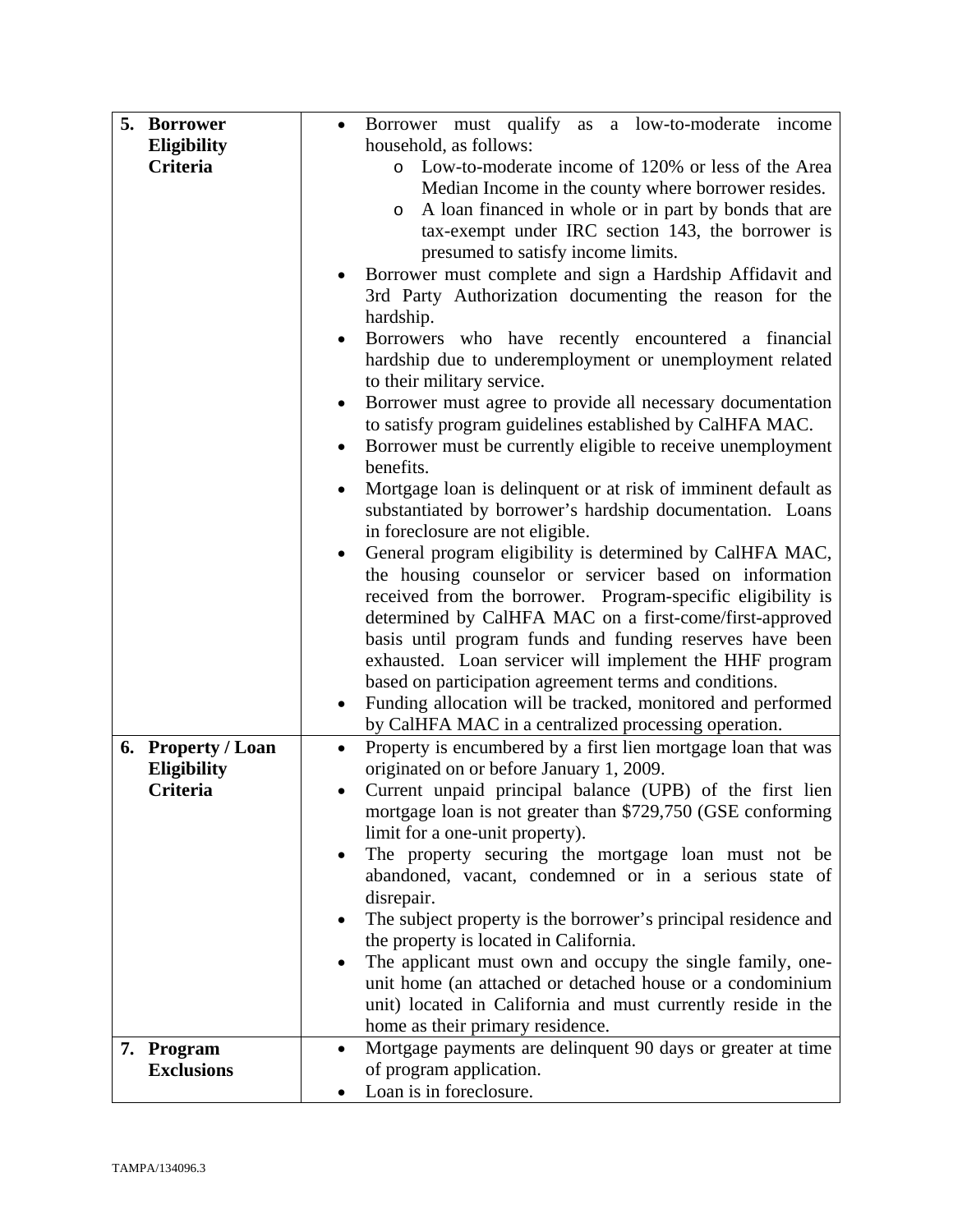| | |
|---|---|
| **5. Borrower Eligibility Criteria** | • Borrower must qualify as a low-to-moderate income household, as follows:<br>  o Low-to-moderate income of 120% or less of the Area Median Income in the county where borrower resides.<br>  o A loan financed in whole or in part by bonds that are tax-exempt under IRC section 143, the borrower is presumed to satisfy income limits.<br>• Borrower must complete and sign a Hardship Affidavit and 3rd Party Authorization documenting the reason for the hardship.<br>• Borrowers who have recently encountered a financial hardship due to underemployment or unemployment related to their military service.<br>• Borrower must agree to provide all necessary documentation to satisfy program guidelines established by CalHFA MAC.<br>• Borrower must be currently eligible to receive unemployment benefits.<br>• Mortgage loan is delinquent or at risk of imminent default as substantiated by borrower's hardship documentation. Loans in foreclosure are not eligible.<br>• General program eligibility is determined by CalHFA MAC, the housing counselor or servicer based on information received from the borrower. Program-specific eligibility is determined by CalHFA MAC on a first-come/first-approved basis until program funds and funding reserves have been exhausted. Loan servicer will implement the HHF program based on participation agreement terms and conditions.<br>• Funding allocation will be tracked, monitored and performed by CalHFA MAC in a centralized processing operation. |
| **6. Property / Loan Eligibility Criteria** | • Property is encumbered by a first lien mortgage loan that was originated on or before January 1, 2009.<br>• Current unpaid principal balance (UPB) of the first lien mortgage loan is not greater than $729,750 (GSE conforming limit for a one-unit property).<br>• The property securing the mortgage loan must not be abandoned, vacant, condemned or in a serious state of disrepair.<br>• The subject property is the borrower's principal residence and the property is located in California.<br>• The applicant must own and occupy the single family, one-unit home (an attached or detached house or a condominium unit) located in California and must currently reside in the home as their primary residence. |
| **7. Program Exclusions** | • Mortgage payments are delinquent 90 days or greater at time of program application.<br>• Loan is in foreclosure. |

TAMPA/134096.3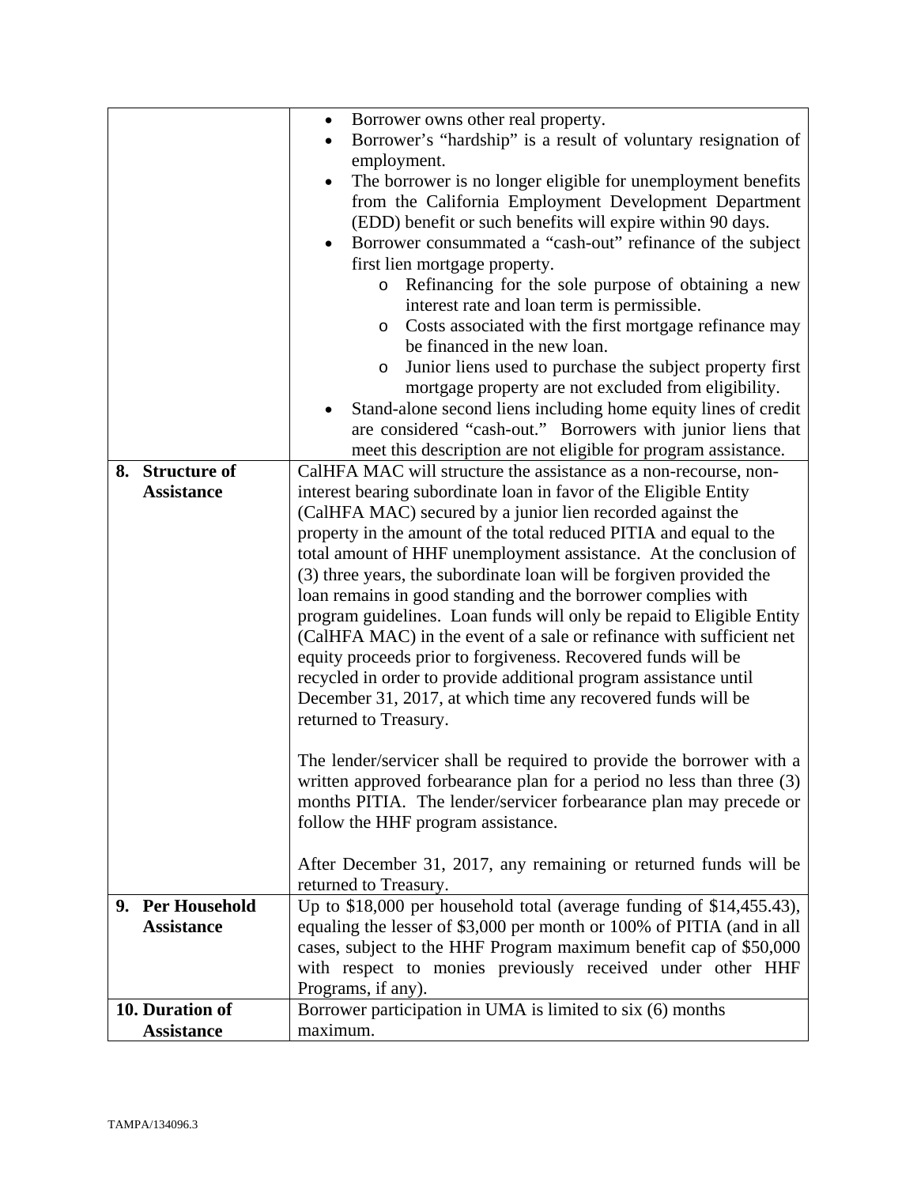| | |
|---|---|
| | <ul><li>Borrower owns other real property.</li><li>Borrower's "hardship" is a result of voluntary resignation of employment.</li><li>The borrower is no longer eligible for unemployment benefits from the California Employment Development Department (EDD) benefit or such benefits will expire within 90 days.</li><li>Borrower consummated a "cash-out" refinance of the subject first lien mortgage property.<ul><li>Refinancing for the sole purpose of obtaining a new interest rate and loan term is permissible.</li><li>Costs associated with the first mortgage refinance may be financed in the new loan.</li><li>Junior liens used to purchase the subject property first mortgage property are not excluded from eligibility.</li></ul></li><li>Stand-alone second liens including home equity lines of credit are considered "cash-out." Borrowers with junior liens that meet this description are not eligible for program assistance.</li></ul> |
| **8. Structure of Assistance** | CalHFA MAC will structure the assistance as a non-recourse, non-interest bearing subordinate loan in favor of the Eligible Entity (CalHFA MAC) secured by a junior lien recorded against the property in the amount of the total reduced PITIA and equal to the total amount of HHF unemployment assistance. At the conclusion of (3) three years, the subordinate loan will be forgiven provided the loan remains in good standing and the borrower complies with program guidelines. Loan funds will only be repaid to Eligible Entity (CalHFA MAC) in the event of a sale or refinance with sufficient net equity proceeds prior to forgiveness. Recovered funds will be recycled in order to provide additional program assistance until December 31, 2017, at which time any recovered funds will be returned to Treasury.<br><br>The lender/servicer shall be required to provide the borrower with a written approved forbearance plan for a period no less than three (3) months PITIA. The lender/servicer forbearance plan may precede or follow the HHF program assistance.<br><br>After December 31, 2017, any remaining or returned funds will be returned to Treasury. |
| **9. Per Household Assistance** | Up to $18,000 per household total (average funding of $14,455.43), equaling the lesser of $3,000 per month or 100% of PITIA (and in all cases, subject to the HHF Program maximum benefit cap of $50,000 with respect to monies previously received under other HHF Programs, if any). |
| **10. Duration of Assistance** | Borrower participation in UMA is limited to six (6) months maximum. |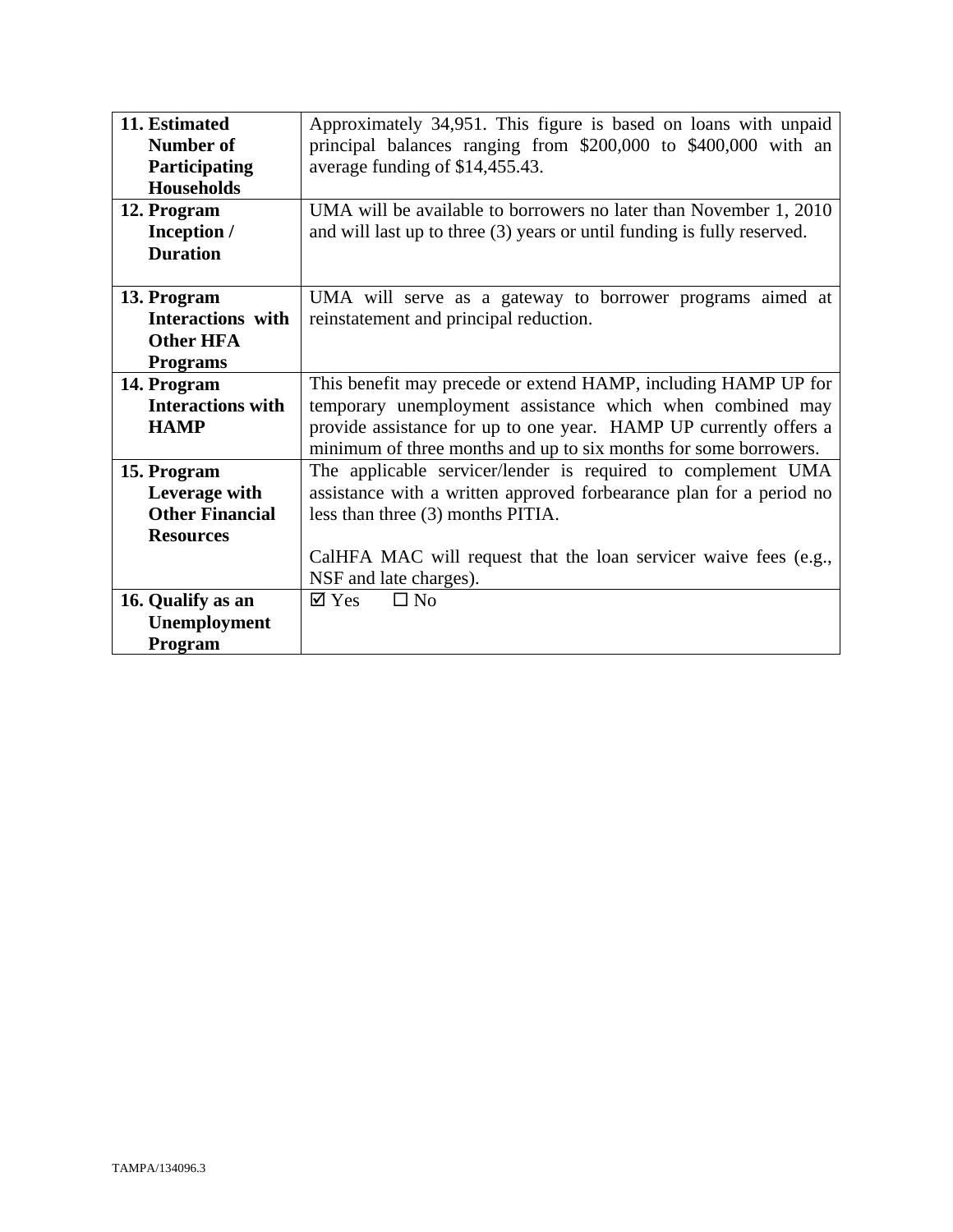| | |
|---|---|
| **11. Estimated Number of Participating Households** | Approximately 34,951. This figure is based on loans with unpaid principal balances ranging from $200,000 to $400,000 with an average funding of $14,455.43. |
| **12. Program Inception / Duration** | UMA will be available to borrowers no later than November 1, 2010 and will last up to three (3) years or until funding is fully reserved. |
| **13. Program Interactions with Other HFA Programs** | UMA will serve as a gateway to borrower programs aimed at reinstatement and principal reduction. |
| **14. Program Interactions with HAMP** | This benefit may precede or extend HAMP, including HAMP UP for temporary unemployment assistance which when combined may provide assistance for up to one year. HAMP UP currently offers a minimum of three months and up to six months for some borrowers. |
| **15. Program Leverage with Other Financial Resources** | The applicable servicer/lender is required to complement UMA assistance with a written approved forbearance plan for a period no less than three (3) months PITIA.<br><br>CalHFA MAC will request that the loan servicer waive fees (e.g., NSF and late charges). |
| **16. Qualify as an Unemployment Program** | ☑ Yes ☐ No |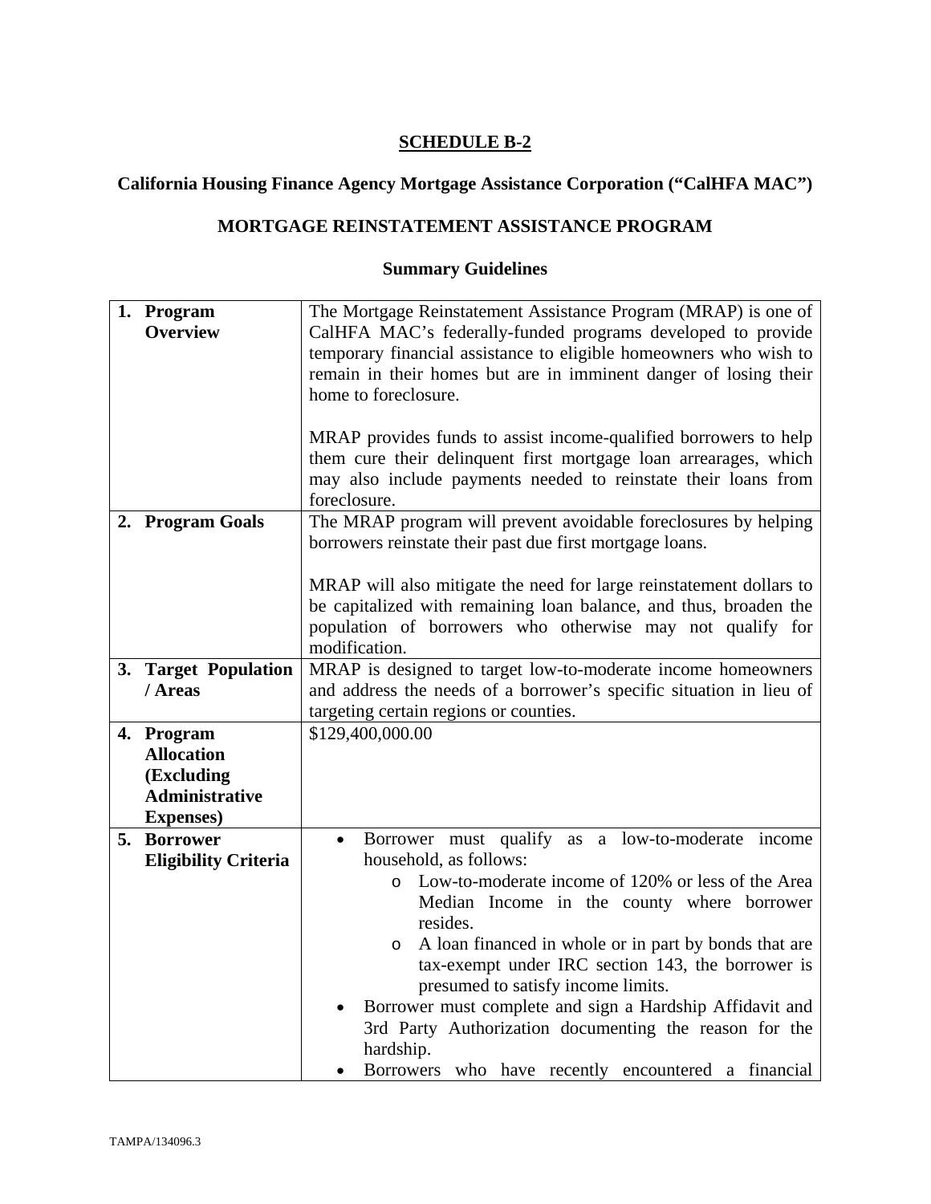# SCHEDULE B-2

## California Housing Finance Agency Mortgage Assistance Corporation ("CalHFA MAC")

## MORTGAGE REINSTATEMENT ASSISTANCE PROGRAM

### Summary Guidelines

| | |
|---|---|
| **1. Program Overview** | The Mortgage Reinstatement Assistance Program (MRAP) is one of CalHFA MAC's federally-funded programs developed to provide temporary financial assistance to eligible homeowners who wish to remain in their homes but are in imminent danger of losing their home to foreclosure.<br><br>MRAP provides funds to assist income-qualified borrowers to help them cure their delinquent first mortgage loan arrearages, which may also include payments needed to reinstate their loans from foreclosure. |
| **2. Program Goals** | The MRAP program will prevent avoidable foreclosures by helping borrowers reinstate their past due first mortgage loans.<br><br>MRAP will also mitigate the need for large reinstatement dollars to be capitalized with remaining loan balance, and thus, broaden the population of borrowers who otherwise may not qualify for modification. |
| **3. Target Population / Areas** | MRAP is designed to target low-to-moderate income homeowners and address the needs of a borrower's specific situation in lieu of targeting certain regions or counties. |
| **4. Program Allocation (Excluding Administrative Expenses)** | $129,400,000.00 |
| **5. Borrower Eligibility Criteria** | • Borrower must qualify as a low-to-moderate income household, as follows:<br>  o Low-to-moderate income of 120% or less of the Area Median Income in the county where borrower resides.<br>  o A loan financed in whole or in part by bonds that are tax-exempt under IRC section 143, the borrower is presumed to satisfy income limits.<br>• Borrower must complete and sign a Hardship Affidavit and 3rd Party Authorization documenting the reason for the hardship.<br>• Borrowers who have recently encountered a financial |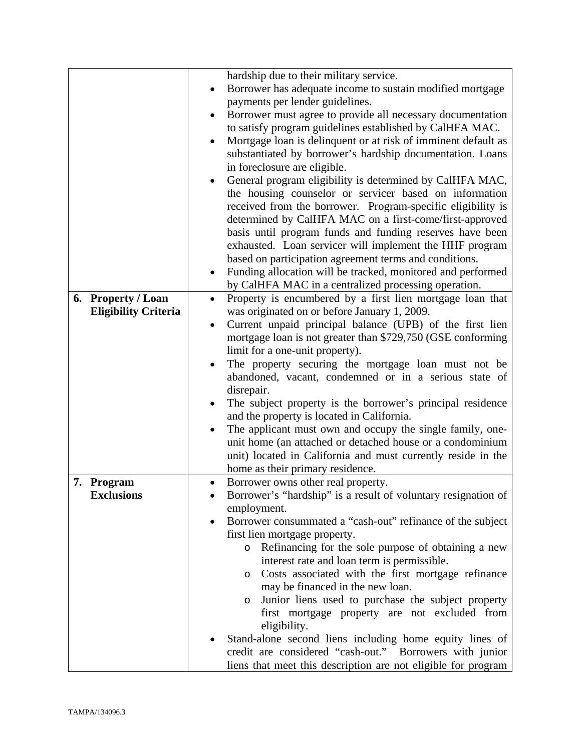| | |
|---|---|
| | hardship due to their military service.<br>• Borrower has adequate income to sustain modified mortgage payments per lender guidelines.<br>• Borrower must agree to provide all necessary documentation to satisfy program guidelines established by CalHFA MAC.<br>• Mortgage loan is delinquent or at risk of imminent default as substantiated by borrower's hardship documentation. Loans in foreclosure are eligible.<br>• General program eligibility is determined by CalHFA MAC, the housing counselor or servicer based on information received from the borrower. Program-specific eligibility is determined by CalHFA MAC on a first-come/first-approved basis until program funds and funding reserves have been exhausted. Loan servicer will implement the HHF program based on participation agreement terms and conditions.<br>• Funding allocation will be tracked, monitored and performed by CalHFA MAC in a centralized processing operation. |
| **6. Property / Loan Eligibility Criteria** | • Property is encumbered by a first lien mortgage loan that was originated on or before January 1, 2009.<br>• Current unpaid principal balance (UPB) of the first lien mortgage loan is not greater than $729,750 (GSE conforming limit for a one-unit property).<br>• The property securing the mortgage loan must not be abandoned, vacant, condemned or in a serious state of disrepair.<br>• The subject property is the borrower's principal residence and the property is located in California.<br>• The applicant must own and occupy the single family, one-unit home (an attached or detached house or a condominium unit) located in California and must currently reside in the home as their primary residence. |
| **7. Program Exclusions** | • Borrower owns other real property.<br>• Borrower's "hardship" is a result of voluntary resignation of employment.<br>• Borrower consummated a "cash-out" refinance of the subject first lien mortgage property.<br>&nbsp;&nbsp;&nbsp;&nbsp;o Refinancing for the sole purpose of obtaining a new interest rate and loan term is permissible.<br>&nbsp;&nbsp;&nbsp;&nbsp;o Costs associated with the first mortgage refinance may be financed in the new loan.<br>&nbsp;&nbsp;&nbsp;&nbsp;o Junior liens used to purchase the subject property first mortgage property are not excluded from eligibility.<br>• Stand-alone second liens including home equity lines of credit are considered "cash-out." Borrowers with junior liens that meet this description are not eligible for program |

TAMPA/134096.3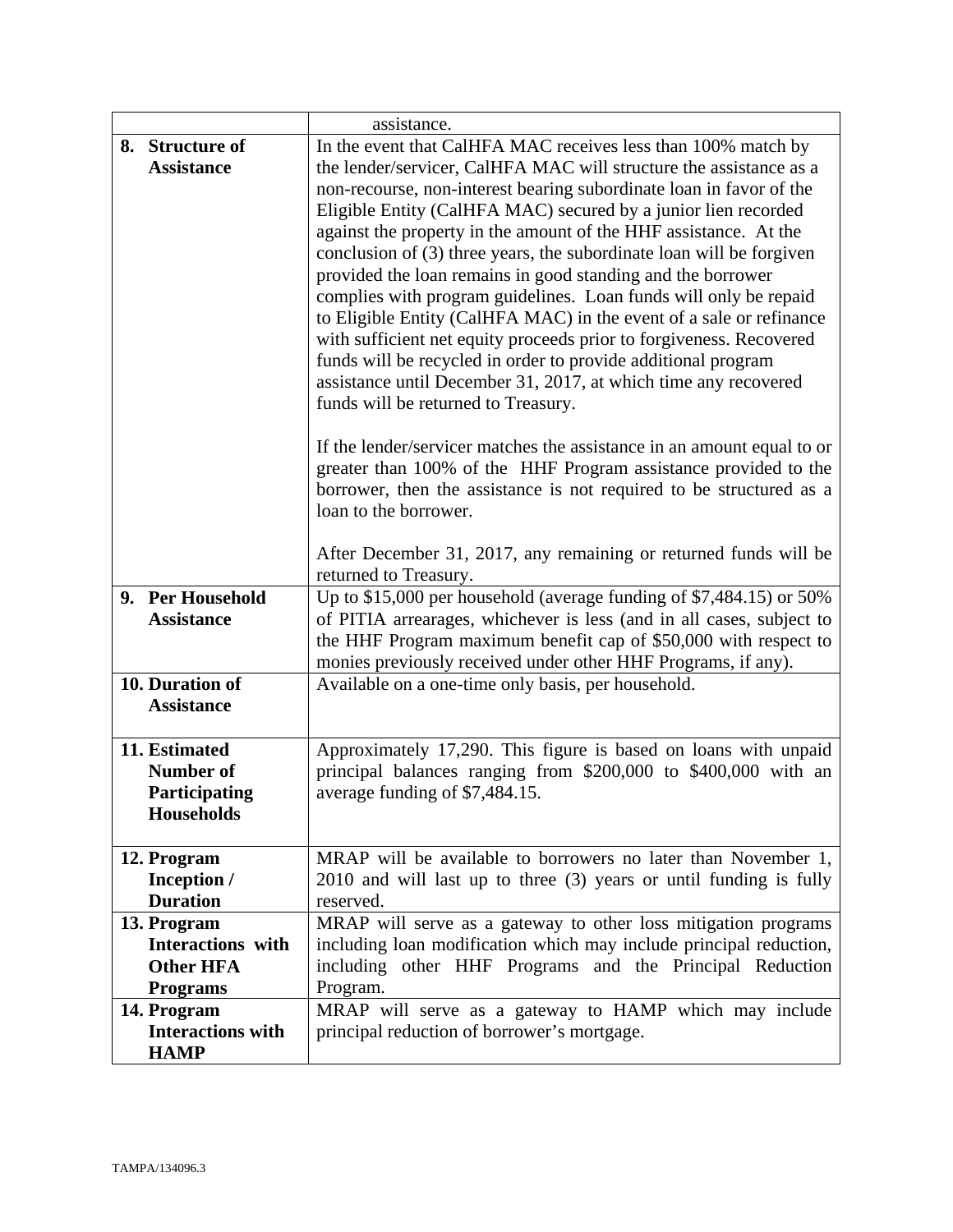| | |
|---|---|
| | assistance. |
| **8. Structure of Assistance** | In the event that CalHFA MAC receives less than 100% match by the lender/servicer, CalHFA MAC will structure the assistance as a non-recourse, non-interest bearing subordinate loan in favor of the Eligible Entity (CalHFA MAC) secured by a junior lien recorded against the property in the amount of the HHF assistance. At the conclusion of (3) three years, the subordinate loan will be forgiven provided the loan remains in good standing and the borrower complies with program guidelines. Loan funds will only be repaid to Eligible Entity (CalHFA MAC) in the event of a sale or refinance with sufficient net equity proceeds prior to forgiveness. Recovered funds will be recycled in order to provide additional program assistance until December 31, 2017, at which time any recovered funds will be returned to Treasury.<br><br>If the lender/servicer matches the assistance in an amount equal to or greater than 100% of the HHF Program assistance provided to the borrower, then the assistance is not required to be structured as a loan to the borrower.<br><br>After December 31, 2017, any remaining or returned funds will be returned to Treasury. |
| **9. Per Household Assistance** | Up to $15,000 per household (average funding of $7,484.15) or 50% of PITIA arrearages, whichever is less (and in all cases, subject to the HHF Program maximum benefit cap of $50,000 with respect to monies previously received under other HHF Programs, if any). |
| **10. Duration of Assistance** | Available on a one-time only basis, per household. |
| **11. Estimated Number of Participating Households** | Approximately 17,290. This figure is based on loans with unpaid principal balances ranging from $200,000 to $400,000 with an average funding of $7,484.15. |
| **12. Program Inception / Duration** | MRAP will be available to borrowers no later than November 1, 2010 and will last up to three (3) years or until funding is fully reserved. |
| **13. Program Interactions with Other HFA Programs** | MRAP will serve as a gateway to other loss mitigation programs including loan modification which may include principal reduction, including other HHF Programs and the Principal Reduction Program. |
| **14. Program Interactions with HAMP** | MRAP will serve as a gateway to HAMP which may include principal reduction of borrower's mortgage. |

TAMPA/134096.3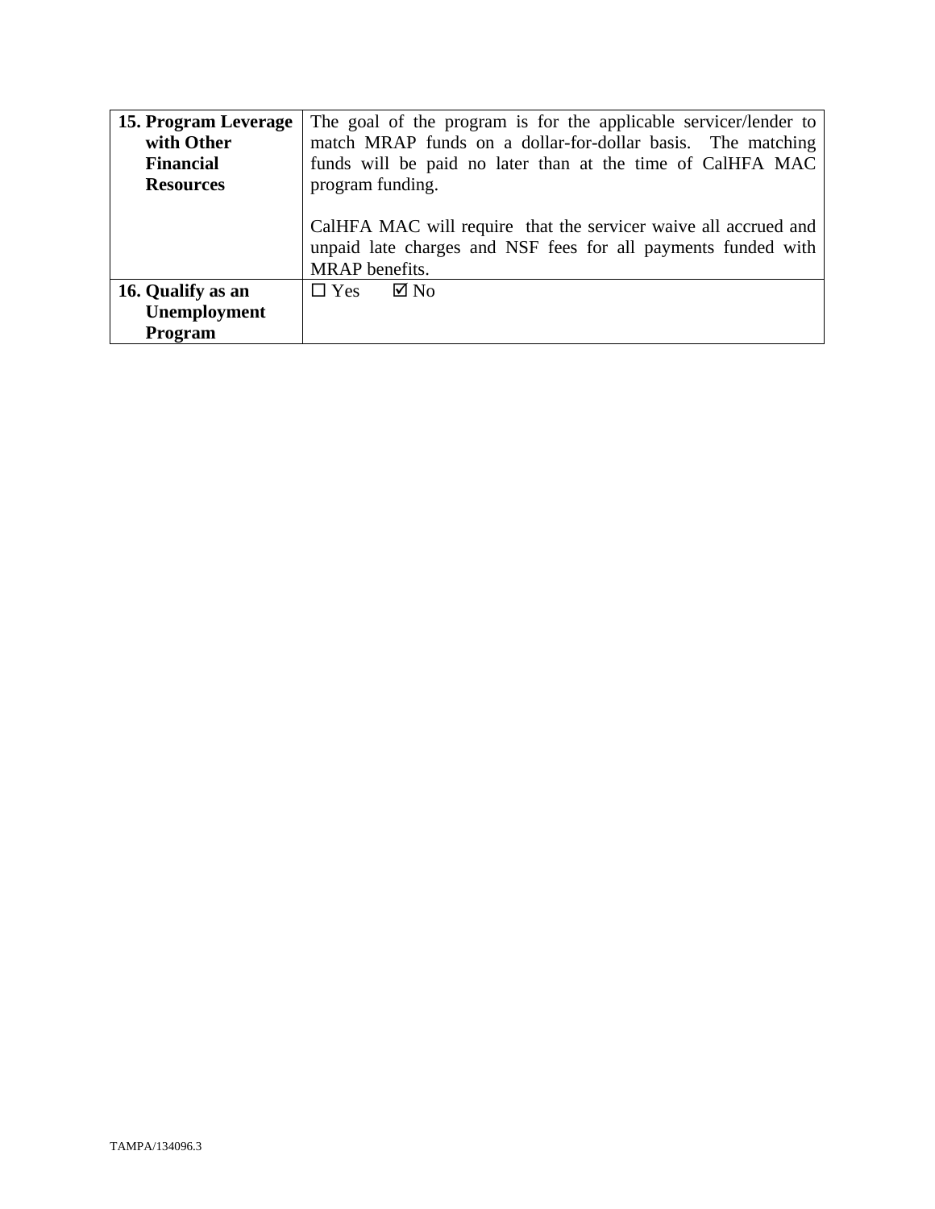| | |
|---|---|
| **15. Program Leverage with Other Financial Resources** | The goal of the program is for the applicable servicer/lender to match MRAP funds on a dollar-for-dollar basis. The matching funds will be paid no later than at the time of CalHFA MAC program funding.<br><br>CalHFA MAC will require that the servicer waive all accrued and unpaid late charges and NSF fees for all payments funded with MRAP benefits. |
| **16. Qualify as an Unemployment Program** | ☐ Yes ☑ No |

TAMPA/134096.3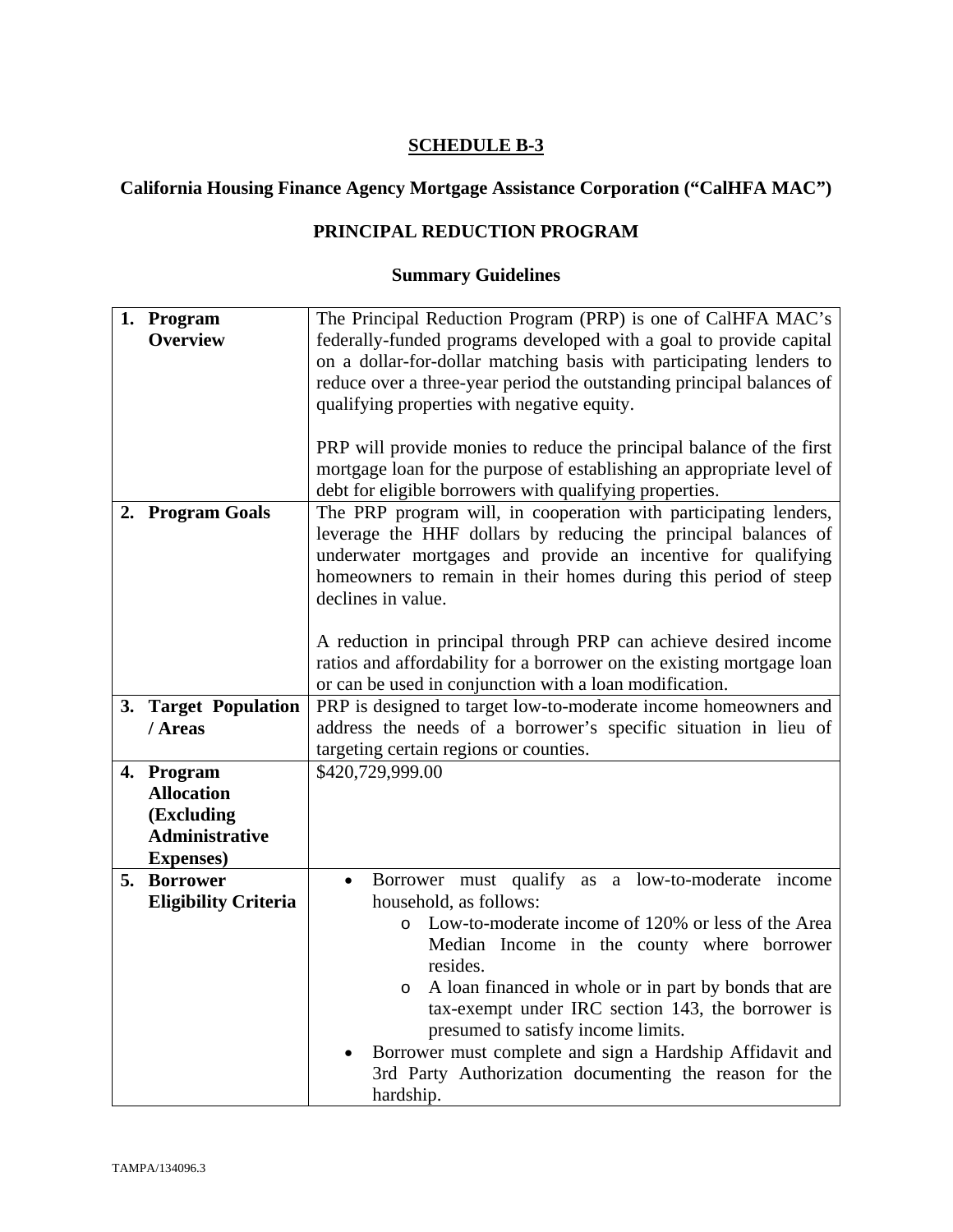**SCHEDULE B-3**

**California Housing Finance Agency Mortgage Assistance Corporation ("CalHFA MAC")**

**PRINCIPAL REDUCTION PROGRAM**

**Summary Guidelines**

| | |
|---|---|
| **1. Program Overview** | The Principal Reduction Program (PRP) is one of CalHFA MAC's federally-funded programs developed with a goal to provide capital on a dollar-for-dollar matching basis with participating lenders to reduce over a three-year period the outstanding principal balances of qualifying properties with negative equity.<br><br>PRP will provide monies to reduce the principal balance of the first mortgage loan for the purpose of establishing an appropriate level of debt for eligible borrowers with qualifying properties. |
| **2. Program Goals** | The PRP program will, in cooperation with participating lenders, leverage the HHF dollars by reducing the principal balances of underwater mortgages and provide an incentive for qualifying homeowners to remain in their homes during this period of steep declines in value.<br><br>A reduction in principal through PRP can achieve desired income ratios and affordability for a borrower on the existing mortgage loan or can be used in conjunction with a loan modification. |
| **3. Target Population / Areas** | PRP is designed to target low-to-moderate income homeowners and address the needs of a borrower's specific situation in lieu of targeting certain regions or counties. |
| **4. Program Allocation (Excluding Administrative Expenses)** | $420,729,999.00 |
| **5. Borrower Eligibility Criteria** | • Borrower must qualify as a low-to-moderate income household, as follows:<br>&nbsp;&nbsp;&nbsp;&nbsp;o Low-to-moderate income of 120% or less of the Area Median Income in the county where borrower resides.<br>&nbsp;&nbsp;&nbsp;&nbsp;o A loan financed in whole or in part by bonds that are tax-exempt under IRC section 143, the borrower is presumed to satisfy income limits.<br>• Borrower must complete and sign a Hardship Affidavit and 3rd Party Authorization documenting the reason for the hardship. |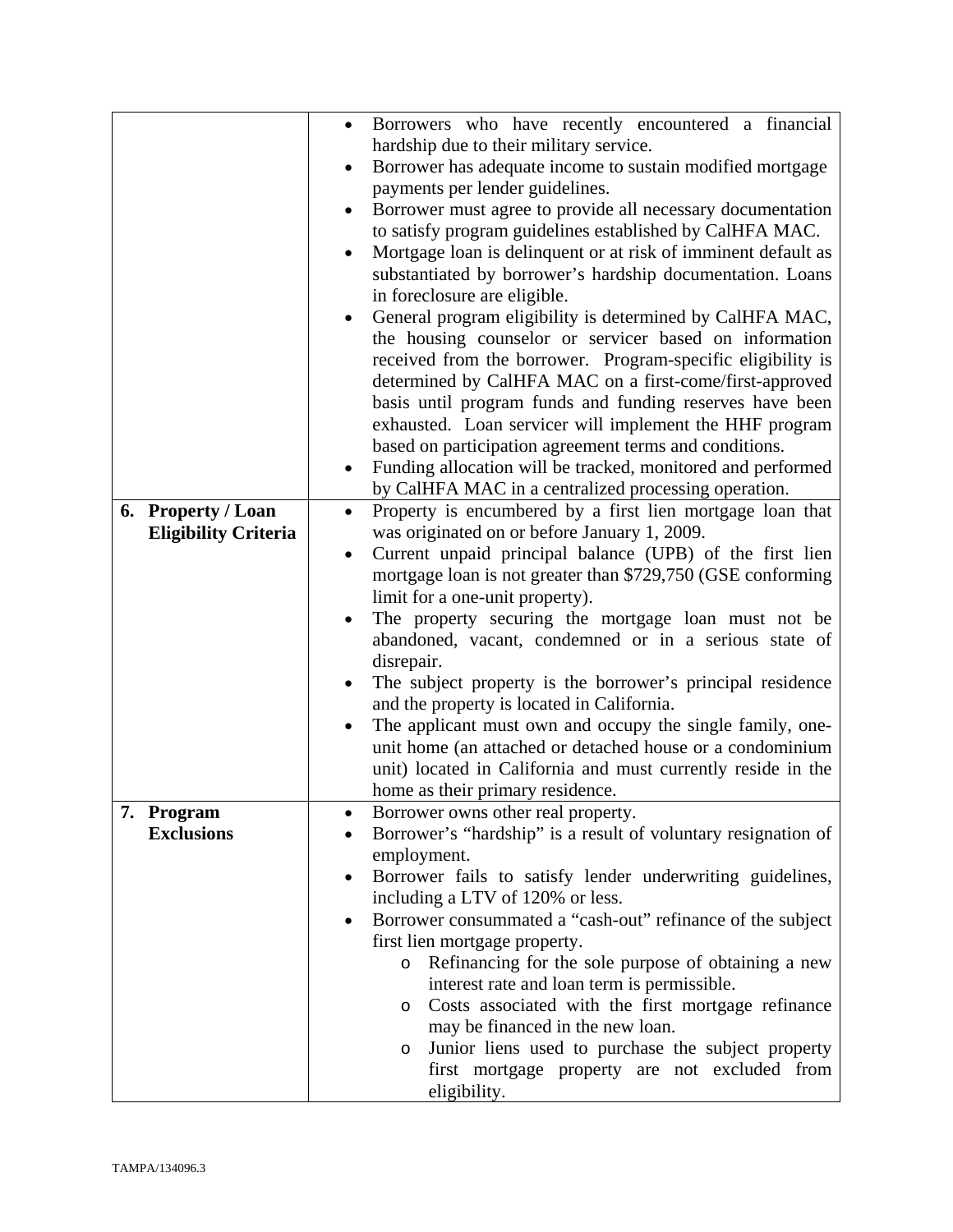| | |
|---|---|
| | • Borrowers who have recently encountered a financial hardship due to their military service.<br>• Borrower has adequate income to sustain modified mortgage payments per lender guidelines.<br>• Borrower must agree to provide all necessary documentation to satisfy program guidelines established by CalHFA MAC.<br>• Mortgage loan is delinquent or at risk of imminent default as substantiated by borrower's hardship documentation. Loans in foreclosure are eligible.<br>• General program eligibility is determined by CalHFA MAC, the housing counselor or servicer based on information received from the borrower. Program-specific eligibility is determined by CalHFA MAC on a first-come/first-approved basis until program funds and funding reserves have been exhausted. Loan servicer will implement the HHF program based on participation agreement terms and conditions.<br>• Funding allocation will be tracked, monitored and performed by CalHFA MAC in a centralized processing operation. |
| **6. Property / Loan Eligibility Criteria** | • Property is encumbered by a first lien mortgage loan that was originated on or before January 1, 2009.<br>• Current unpaid principal balance (UPB) of the first lien mortgage loan is not greater than \$729,750 (GSE conforming limit for a one-unit property).<br>• The property securing the mortgage loan must not be abandoned, vacant, condemned or in a serious state of disrepair.<br>• The subject property is the borrower's principal residence and the property is located in California.<br>• The applicant must own and occupy the single family, one-unit home (an attached or detached house or a condominium unit) located in California and must currently reside in the home as their primary residence. |
| **7. Program Exclusions** | • Borrower owns other real property.<br>• Borrower's "hardship" is a result of voluntary resignation of employment.<br>• Borrower fails to satisfy lender underwriting guidelines, including a LTV of 120% or less.<br>• Borrower consummated a "cash-out" refinance of the subject first lien mortgage property.<br>&nbsp;&nbsp;&nbsp;&nbsp;o Refinancing for the sole purpose of obtaining a new interest rate and loan term is permissible.<br>&nbsp;&nbsp;&nbsp;&nbsp;o Costs associated with the first mortgage refinance may be financed in the new loan.<br>&nbsp;&nbsp;&nbsp;&nbsp;o Junior liens used to purchase the subject property first mortgage property are not excluded from eligibility. |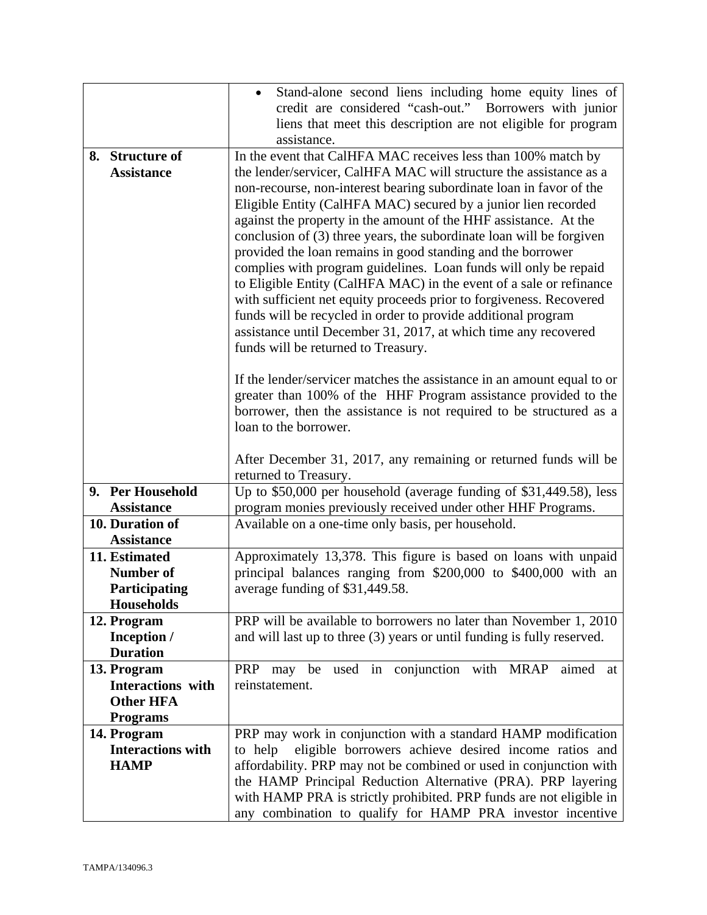| | |
|---|---|
| | • Stand-alone second liens including home equity lines of credit are considered "cash-out." Borrowers with junior liens that meet this description are not eligible for program assistance. |
| **8. Structure of Assistance** | In the event that CalHFA MAC receives less than 100% match by the lender/servicer, CalHFA MAC will structure the assistance as a non-recourse, non-interest bearing subordinate loan in favor of the Eligible Entity (CalHFA MAC) secured by a junior lien recorded against the property in the amount of the HHF assistance. At the conclusion of (3) three years, the subordinate loan will be forgiven provided the loan remains in good standing and the borrower complies with program guidelines. Loan funds will only be repaid to Eligible Entity (CalHFA MAC) in the event of a sale or refinance with sufficient net equity proceeds prior to forgiveness. Recovered funds will be recycled in order to provide additional program assistance until December 31, 2017, at which time any recovered funds will be returned to Treasury.<br><br>If the lender/servicer matches the assistance in an amount equal to or greater than 100% of the HHF Program assistance provided to the borrower, then the assistance is not required to be structured as a loan to the borrower.<br><br>After December 31, 2017, any remaining or returned funds will be returned to Treasury. |
| **9. Per Household Assistance** | Up to $50,000 per household (average funding of $31,449.58), less program monies previously received under other HHF Programs. |
| **10. Duration of Assistance** | Available on a one-time only basis, per household. |
| **11. Estimated Number of Participating Households** | Approximately 13,378. This figure is based on loans with unpaid principal balances ranging from $200,000 to $400,000 with an average funding of $31,449.58. |
| **12. Program Inception / Duration** | PRP will be available to borrowers no later than November 1, 2010 and will last up to three (3) years or until funding is fully reserved. |
| **13. Program Interactions with Other HFA Programs** | PRP may be used in conjunction with MRAP aimed at reinstatement. |
| **14. Program Interactions with HAMP** | PRP may work in conjunction with a standard HAMP modification to help eligible borrowers achieve desired income ratios and affordability. PRP may not be combined or used in conjunction with the HAMP Principal Reduction Alternative (PRA). PRP layering with HAMP PRA is strictly prohibited. PRP funds are not eligible in any combination to qualify for HAMP PRA investor incentive |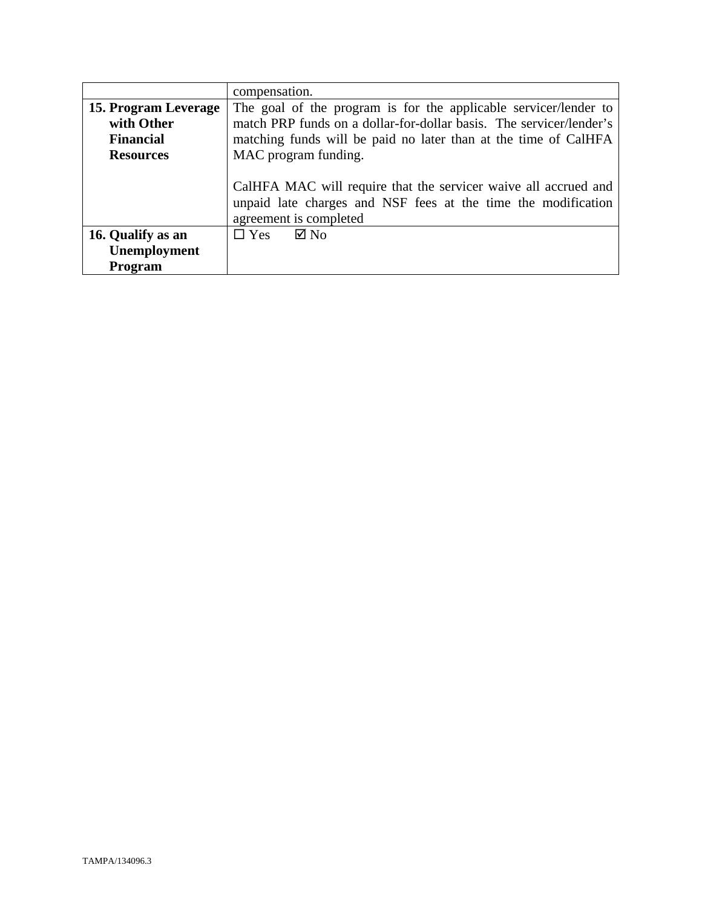| | |
|---|---|
| | compensation. |
| **15. Program Leverage with Other Financial Resources** | The goal of the program is for the applicable servicer/lender to match PRP funds on a dollar-for-dollar basis. The servicer/lender's matching funds will be paid no later than at the time of CalHFA MAC program funding.<br><br>CalHFA MAC will require that the servicer waive all accrued and unpaid late charges and NSF fees at the time the modification agreement is completed |
| **16. Qualify as an Unemployment Program** | ☐ Yes ☑ No |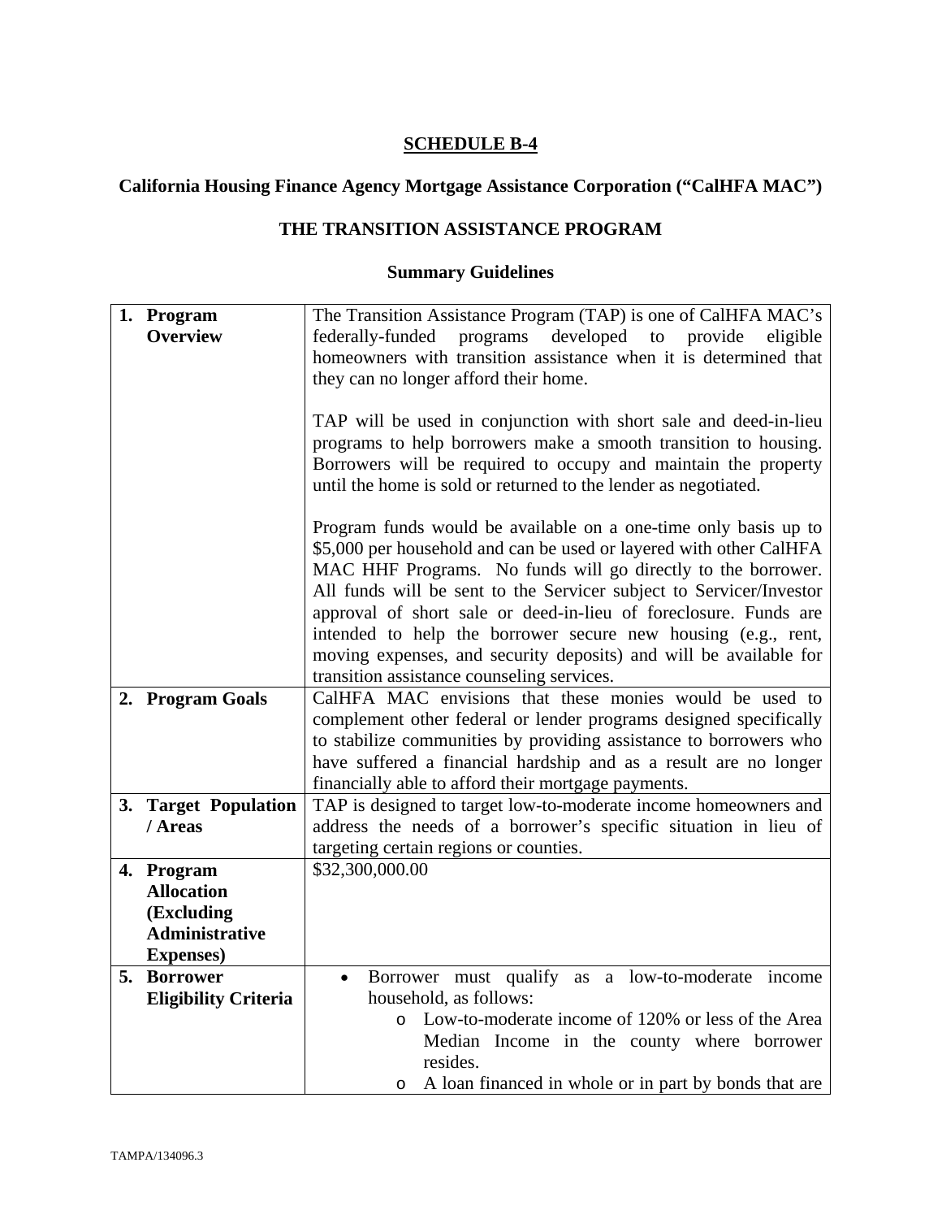**SCHEDULE B-4**

**California Housing Finance Agency Mortgage Assistance Corporation ("CalHFA MAC")**

**THE TRANSITION ASSISTANCE PROGRAM**

**Summary Guidelines**

| | |
|---|---|
| **1. Program Overview** | The Transition Assistance Program (TAP) is one of CalHFA MAC's federally-funded programs developed to provide eligible homeowners with transition assistance when it is determined that they can no longer afford their home.<br><br>TAP will be used in conjunction with short sale and deed-in-lieu programs to help borrowers make a smooth transition to housing. Borrowers will be required to occupy and maintain the property until the home is sold or returned to the lender as negotiated.<br><br>Program funds would be available on a one-time only basis up to $5,000 per household and can be used or layered with other CalHFA MAC HHF Programs. No funds will go directly to the borrower. All funds will be sent to the Servicer subject to Servicer/Investor approval of short sale or deed-in-lieu of foreclosure. Funds are intended to help the borrower secure new housing (e.g., rent, moving expenses, and security deposits) and will be available for transition assistance counseling services. |
| **2. Program Goals** | CalHFA MAC envisions that these monies would be used to complement other federal or lender programs designed specifically to stabilize communities by providing assistance to borrowers who have suffered a financial hardship and as a result are no longer financially able to afford their mortgage payments. |
| **3. Target Population / Areas** | TAP is designed to target low-to-moderate income homeowners and address the needs of a borrower's specific situation in lieu of targeting certain regions or counties. |
| **4. Program Allocation (Excluding Administrative Expenses)** | $32,300,000.00 |
| **5. Borrower Eligibility Criteria** | • Borrower must qualify as a low-to-moderate income household, as follows:<br>&nbsp;&nbsp;&nbsp;&nbsp;o Low-to-moderate income of 120% or less of the Area Median Income in the county where borrower resides.<br>&nbsp;&nbsp;&nbsp;&nbsp;o A loan financed in whole or in part by bonds that are |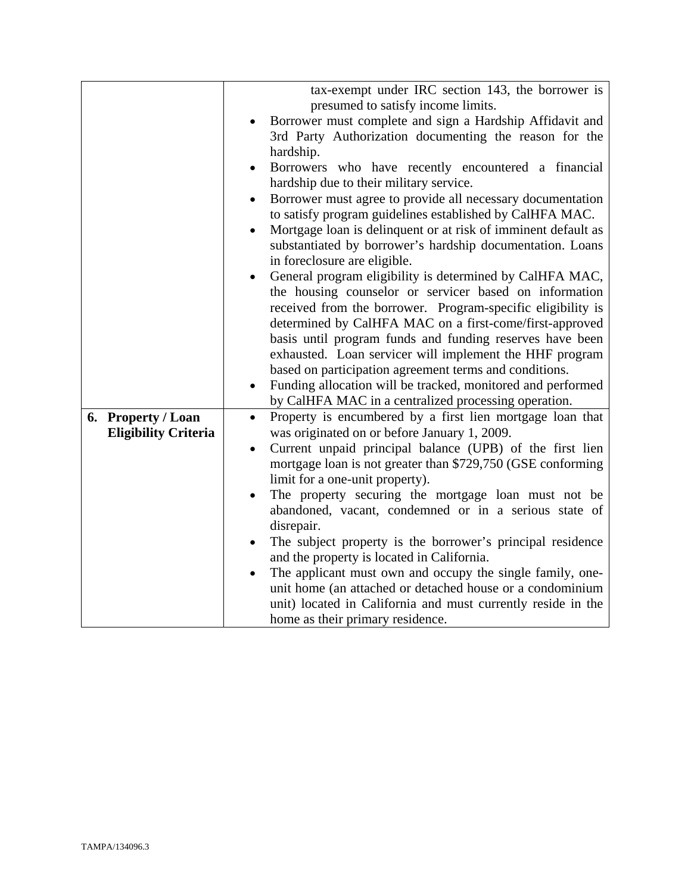| | |
|---|---|
| | tax-exempt under IRC section 143, the borrower is presumed to satisfy income limits.<br>• Borrower must complete and sign a Hardship Affidavit and 3rd Party Authorization documenting the reason for the hardship.<br>• Borrowers who have recently encountered a financial hardship due to their military service.<br>• Borrower must agree to provide all necessary documentation to satisfy program guidelines established by CalHFA MAC.<br>• Mortgage loan is delinquent or at risk of imminent default as substantiated by borrower's hardship documentation. Loans in foreclosure are eligible.<br>• General program eligibility is determined by CalHFA MAC, the housing counselor or servicer based on information received from the borrower. Program-specific eligibility is determined by CalHFA MAC on a first-come/first-approved basis until program funds and funding reserves have been exhausted. Loan servicer will implement the HHF program based on participation agreement terms and conditions.<br>• Funding allocation will be tracked, monitored and performed by CalHFA MAC in a centralized processing operation. |
| **6. Property / Loan Eligibility Criteria** | • Property is encumbered by a first lien mortgage loan that was originated on or before January 1, 2009.<br>• Current unpaid principal balance (UPB) of the first lien mortgage loan is not greater than $729,750 (GSE conforming limit for a one-unit property).<br>• The property securing the mortgage loan must not be abandoned, vacant, condemned or in a serious state of disrepair.<br>• The subject property is the borrower's principal residence and the property is located in California.<br>• The applicant must own and occupy the single family, one-unit home (an attached or detached house or a condominium unit) located in California and must currently reside in the home as their primary residence. |

TAMPA/134096.3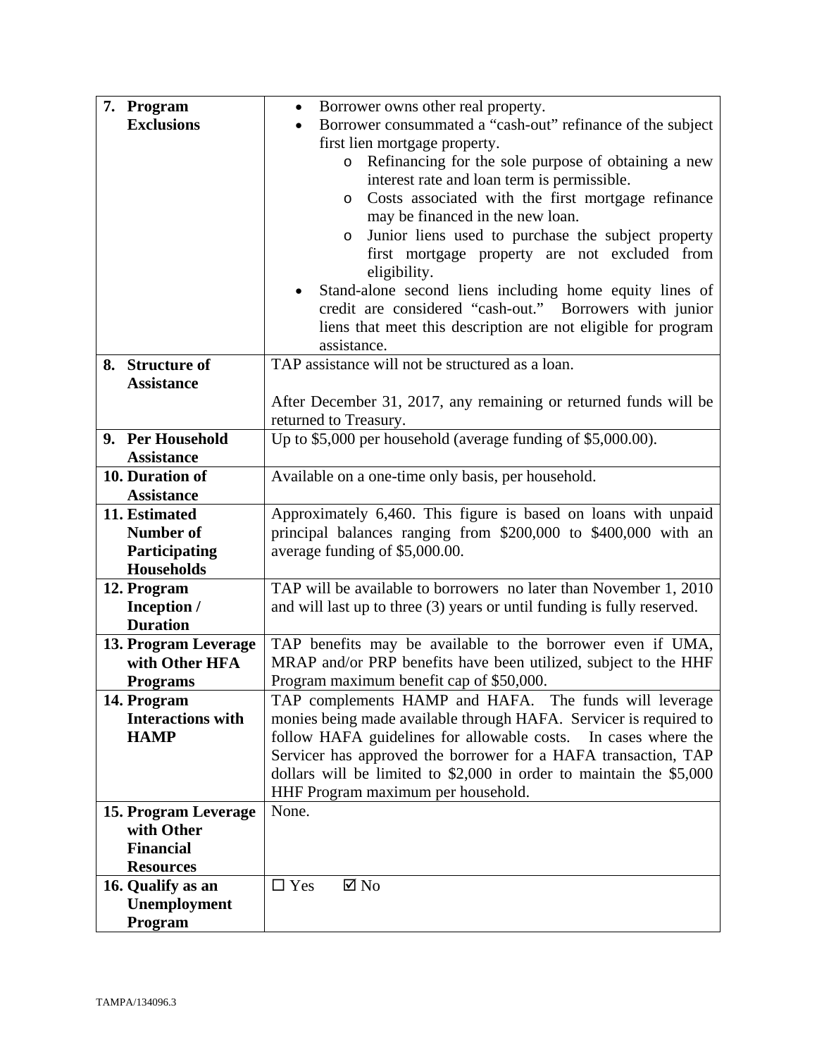| | |
|---|---|
| **7. Program Exclusions** | • Borrower owns other real property.<br>• Borrower consummated a "cash-out" refinance of the subject first lien mortgage property.<br>  o Refinancing for the sole purpose of obtaining a new interest rate and loan term is permissible.<br>  o Costs associated with the first mortgage refinance may be financed in the new loan.<br>  o Junior liens used to purchase the subject property first mortgage property are not excluded from eligibility.<br>• Stand-alone second liens including home equity lines of credit are considered "cash-out." Borrowers with junior liens that meet this description are not eligible for program assistance. |
| **8. Structure of Assistance** | TAP assistance will not be structured as a loan.<br><br>After December 31, 2017, any remaining or returned funds will be returned to Treasury. |
| **9. Per Household Assistance** | Up to $5,000 per household (average funding of $5,000.00). |
| **10. Duration of Assistance** | Available on a one-time only basis, per household. |
| **11. Estimated Number of Participating Households** | Approximately 6,460. This figure is based on loans with unpaid principal balances ranging from $200,000 to $400,000 with an average funding of $5,000.00. |
| **12. Program Inception / Duration** | TAP will be available to borrowers no later than November 1, 2010 and will last up to three (3) years or until funding is fully reserved. |
| **13. Program Leverage with Other HFA Programs** | TAP benefits may be available to the borrower even if UMA, MRAP and/or PRP benefits have been utilized, subject to the HHF Program maximum benefit cap of $50,000. |
| **14. Program Interactions with HAMP** | TAP complements HAMP and HAFA. The funds will leverage monies being made available through HAFA. Servicer is required to follow HAFA guidelines for allowable costs. In cases where the Servicer has approved the borrower for a HAFA transaction, TAP dollars will be limited to $2,000 in order to maintain the $5,000 HHF Program maximum per household. |
| **15. Program Leverage with Other Financial Resources** | None. |
| **16. Qualify as an Unemployment Program** | ☐ Yes ☑ No |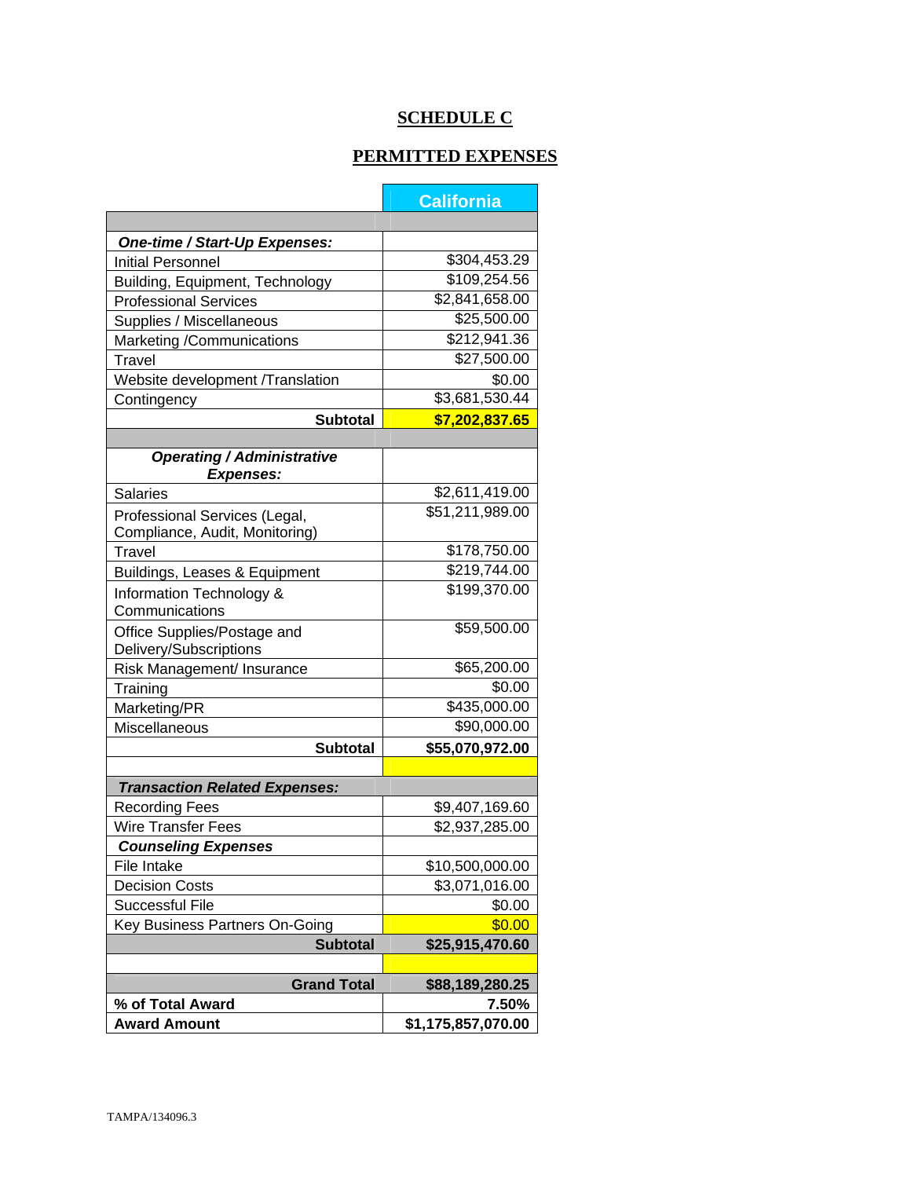## SCHEDULE C

## PERMITTED EXPENSES

| | California |
|---|---:|
| ***One-time / Start-Up Expenses:*** | |
| Initial Personnel | $304,453.29 |
| Building, Equipment, Technology | $109,254.56 |
| Professional Services | $2,841,658.00 |
| Supplies / Miscellaneous | $25,500.00 |
| Marketing /Communications | $212,941.36 |
| Travel | $27,500.00 |
| Website development /Translation | $0.00 |
| Contingency | $3,681,530.44 |
| **Subtotal** | **$7,202,837.65** |
| ***Operating / Administrative Expenses:*** | |
| Salaries | $2,611,419.00 |
| Professional Services (Legal, Compliance, Audit, Monitoring) | $51,211,989.00 |
| Travel | $178,750.00 |
| Buildings, Leases & Equipment | $219,744.00 |
| Information Technology & Communications | $199,370.00 |
| Office Supplies/Postage and Delivery/Subscriptions | $59,500.00 |
| Risk Management/ Insurance | $65,200.00 |
| Training | $0.00 |
| Marketing/PR | $435,000.00 |
| Miscellaneous | $90,000.00 |
| **Subtotal** | **$55,070,972.00** |
| ***Transaction Related Expenses:*** | |
| Recording Fees | $9,407,169.60 |
| Wire Transfer Fees | $2,937,285.00 |
| ***Counseling Expenses*** | |
| File Intake | $10,500,000.00 |
| Decision Costs | $3,071,016.00 |
| Successful File | $0.00 |
| Key Business Partners On-Going | $0.00 |
| **Subtotal** | **$25,915,470.60** |
| **Grand Total** | **$88,189,280.25** |
| **% of Total Award** | **7.50%** |
| **Award Amount** | **$1,175,857,070.00** |

TAMPA/134096.3